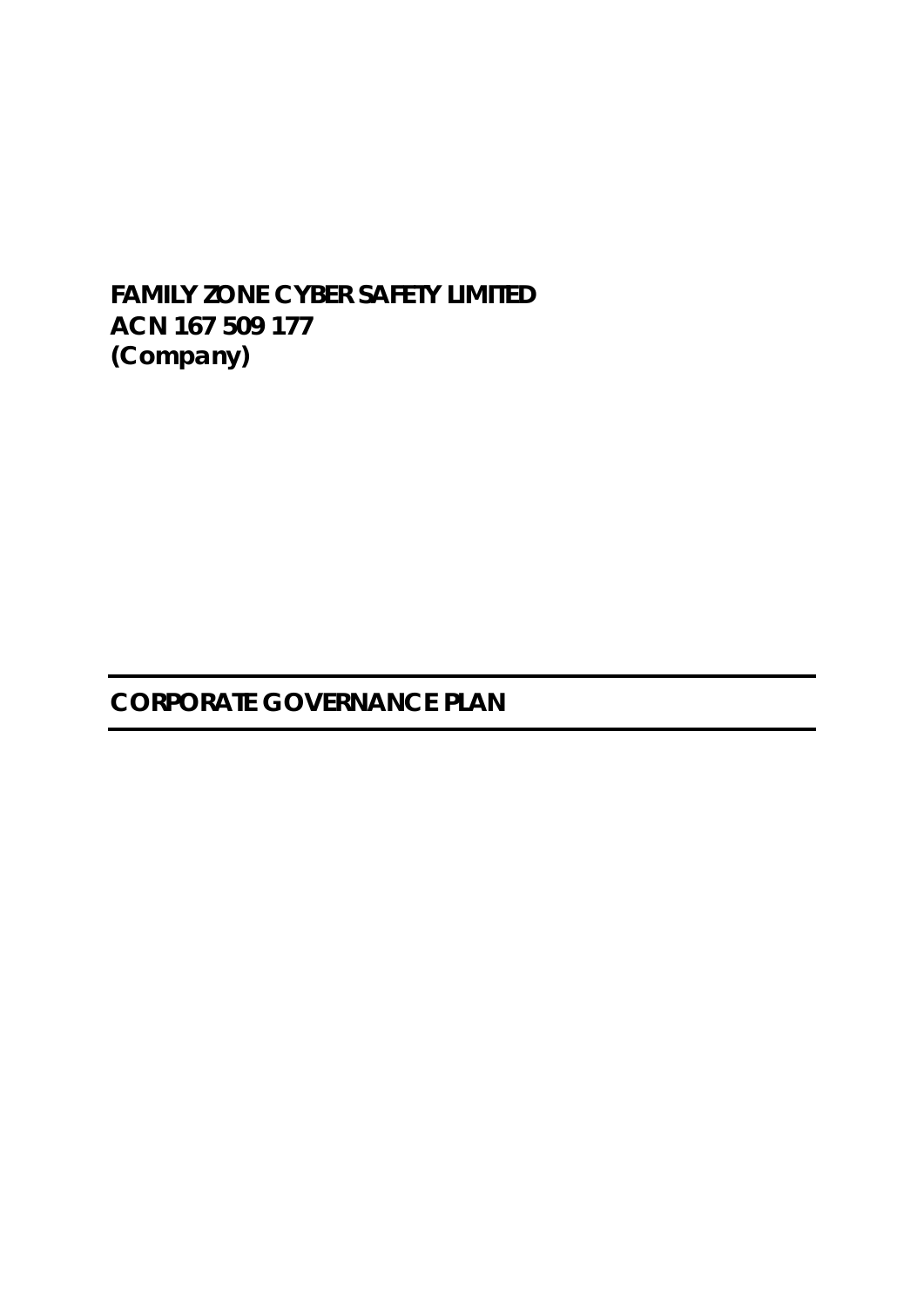**FAMILY ZONE CYBER SAFETY LIMITED**
**ACN 167 509 177**
***(Company)***

# CORPORATE GOVERNANCE PLAN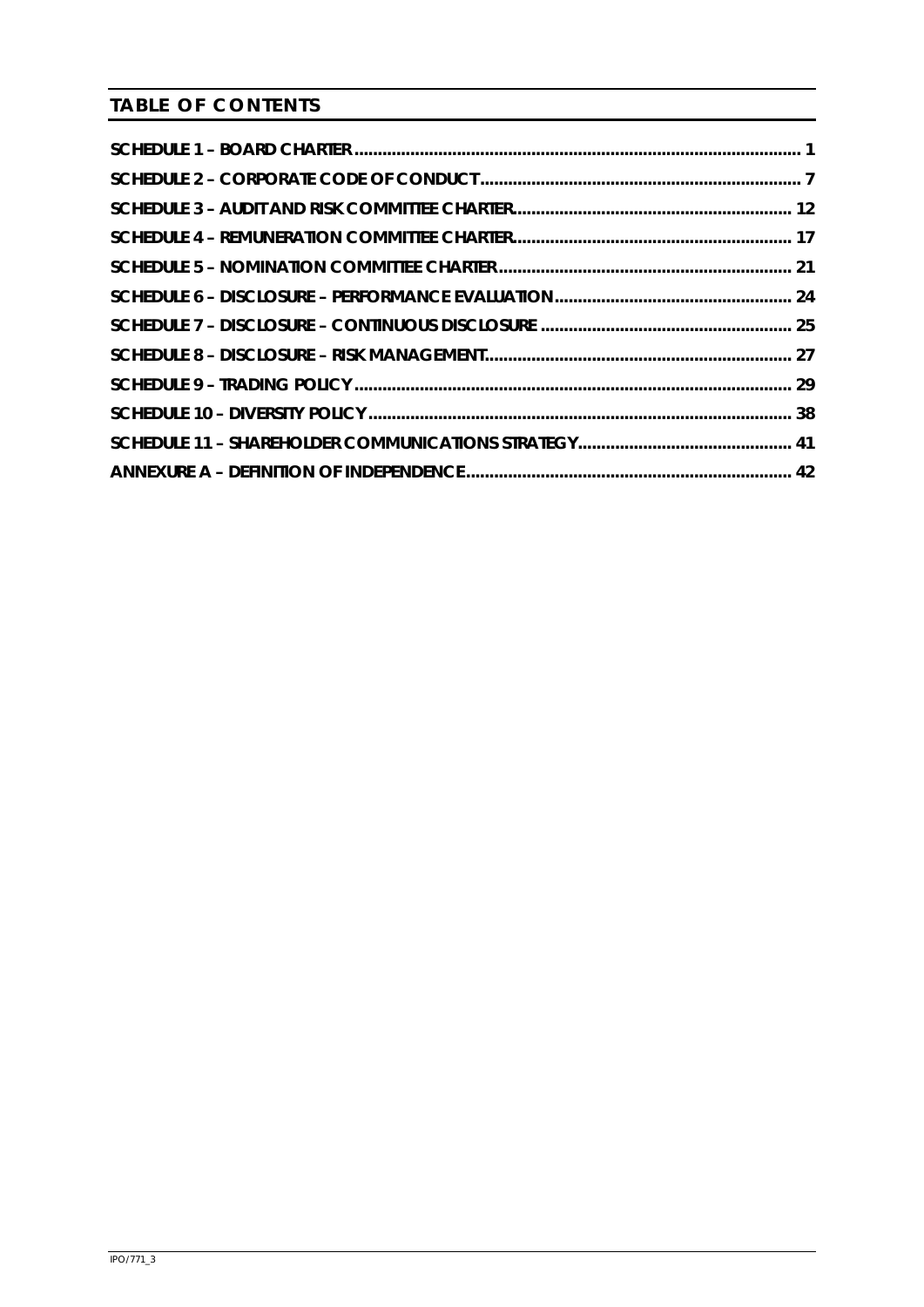## TABLE OF CONTENTS

SCHEDULE 1 – BOARD CHARTER .............................................................................................. 1

SCHEDULE 2 – CORPORATE CODE OF CONDUCT .................................................................... 7

SCHEDULE 3 – AUDIT AND RISK COMMITTEE CHARTER .......................................................... 12

SCHEDULE 4 – REMUNERATION COMMITTEE CHARTER ........................................................... 17

SCHEDULE 5 – NOMINATION COMMITTEE CHARTER ................................................................ 21

SCHEDULE 6 – DISCLOSURE – PERFORMANCE EVALUATION .................................................. 24

SCHEDULE 7 – DISCLOSURE – CONTINUOUS DISCLOSURE ..................................................... 25

SCHEDULE 8 – DISCLOSURE – RISK MANAGEMENT ................................................................. 27

SCHEDULE 9 – TRADING POLICY ............................................................................................ 29

SCHEDULE 10 – DIVERSITY POLICY ......................................................................................... 38

SCHEDULE 11 – SHAREHOLDER COMMUNICATIONS STRATEGY ............................................. 41

ANNEXURE A – DEFINITION OF INDEPENDENCE ..................................................................... 42

IPO/771_3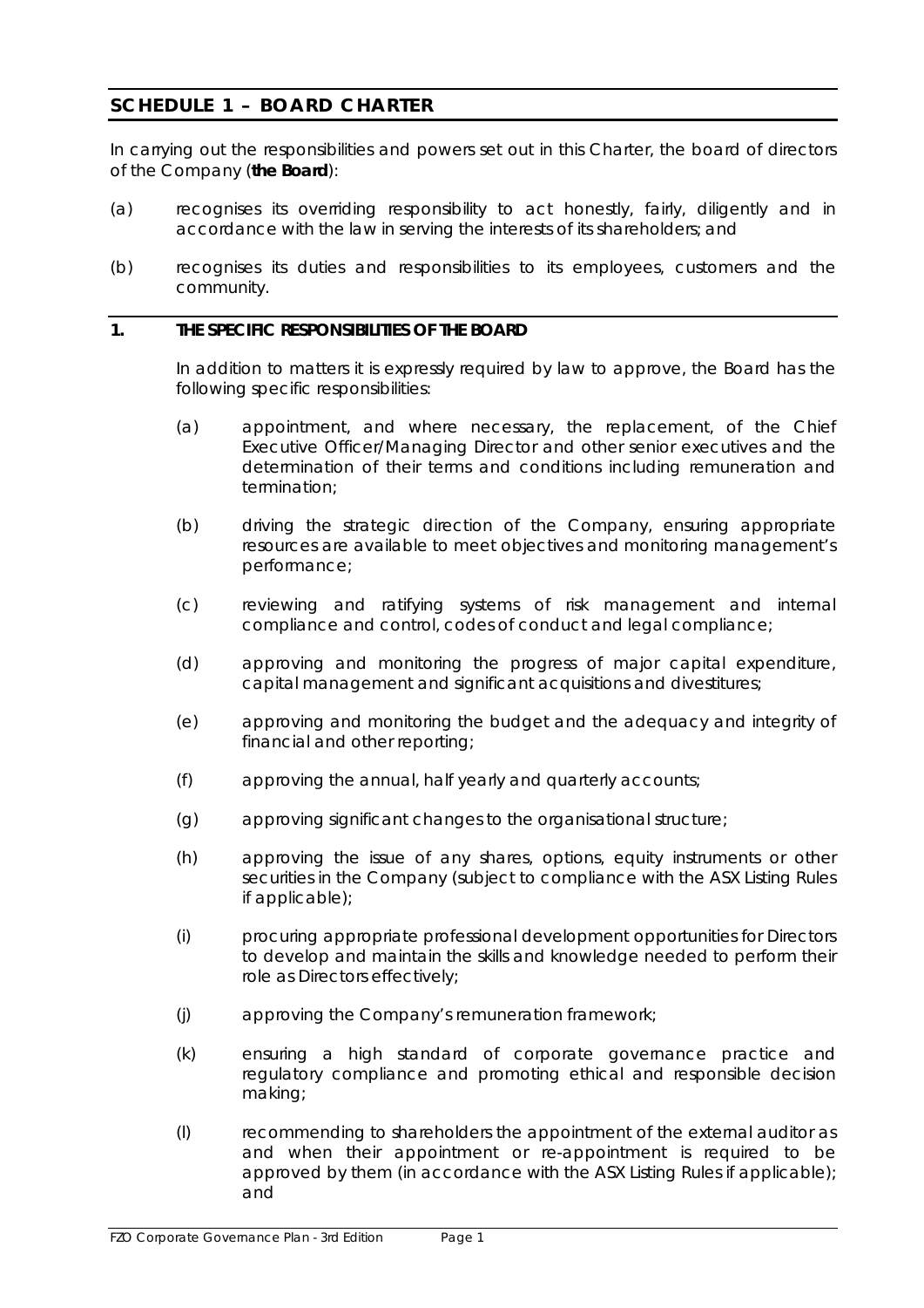## SCHEDULE 1 – BOARD CHARTER

In carrying out the responsibilities and powers set out in this Charter, the board of directors of the Company (**the Board**):

(a) recognises its overriding responsibility to act honestly, fairly, diligently and in accordance with the law in serving the interests of its shareholders; and

(b) recognises its duties and responsibilities to its employees, customers and the community.

### 1. THE SPECIFIC RESPONSIBILITIES OF THE BOARD

In addition to matters it is expressly required by law to approve, the Board has the following specific responsibilities:

(a) appointment, and where necessary, the replacement, of the Chief Executive Officer/Managing Director and other senior executives and the determination of their terms and conditions including remuneration and termination;

(b) driving the strategic direction of the Company, ensuring appropriate resources are available to meet objectives and monitoring management's performance;

(c) reviewing and ratifying systems of risk management and internal compliance and control, codes of conduct and legal compliance;

(d) approving and monitoring the progress of major capital expenditure, capital management and significant acquisitions and divestitures;

(e) approving and monitoring the budget and the adequacy and integrity of financial and other reporting;

(f) approving the annual, half yearly and quarterly accounts;

(g) approving significant changes to the organisational structure;

(h) approving the issue of any shares, options, equity instruments or other securities in the Company (subject to compliance with the ASX Listing Rules if applicable);

(i) procuring appropriate professional development opportunities for Directors to develop and maintain the skills and knowledge needed to perform their role as Directors effectively;

(j) approving the Company's remuneration framework;

(k) ensuring a high standard of corporate governance practice and regulatory compliance and promoting ethical and responsible decision making;

(l) recommending to shareholders the appointment of the external auditor as and when their appointment or re-appointment is required to be approved by them (in accordance with the ASX Listing Rules if applicable); and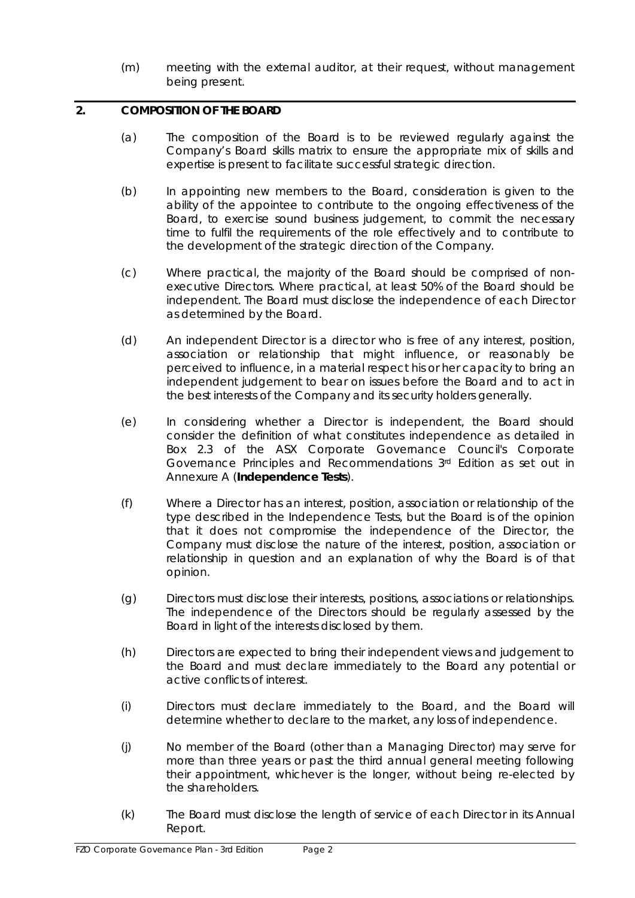(m) meeting with the external auditor, at their request, without management being present.

## 2. COMPOSITION OF THE BOARD

(a) The composition of the Board is to be reviewed regularly against the Company's Board skills matrix to ensure the appropriate mix of skills and expertise is present to facilitate successful strategic direction.

(b) In appointing new members to the Board, consideration is given to the ability of the appointee to contribute to the ongoing effectiveness of the Board, to exercise sound business judgement, to commit the necessary time to fulfil the requirements of the role effectively and to contribute to the development of the strategic direction of the Company.

(c) Where practical, the majority of the Board should be comprised of non-executive Directors. Where practical, at least 50% of the Board should be independent. The Board must disclose the independence of each Director as determined by the Board.

(d) An independent Director is a director who is free of any interest, position, association or relationship that might influence, or reasonably be perceived to influence, in a material respect his or her capacity to bring an independent judgement to bear on issues before the Board and to act in the best interests of the Company and its security holders generally.

(e) In considering whether a Director is independent, the Board should consider the definition of what constitutes independence as detailed in Box 2.3 of the ASX Corporate Governance Council's Corporate Governance Principles and Recommendations 3rd Edition as set out in Annexure A (**Independence Tests**).

(f) Where a Director has an interest, position, association or relationship of the type described in the Independence Tests, but the Board is of the opinion that it does not compromise the independence of the Director, the Company must disclose the nature of the interest, position, association or relationship in question and an explanation of why the Board is of that opinion.

(g) Directors must disclose their interests, positions, associations or relationships. The independence of the Directors should be regularly assessed by the Board in light of the interests disclosed by them.

(h) Directors are expected to bring their independent views and judgement to the Board and must declare immediately to the Board any potential or active conflicts of interest.

(i) Directors must declare immediately to the Board, and the Board will determine whether to declare to the market, any loss of independence.

(j) No member of the Board (other than a Managing Director) may serve for more than three years or past the third annual general meeting following their appointment, whichever is the longer, without being re-elected by the shareholders.

(k) The Board must disclose the length of service of each Director in its Annual Report.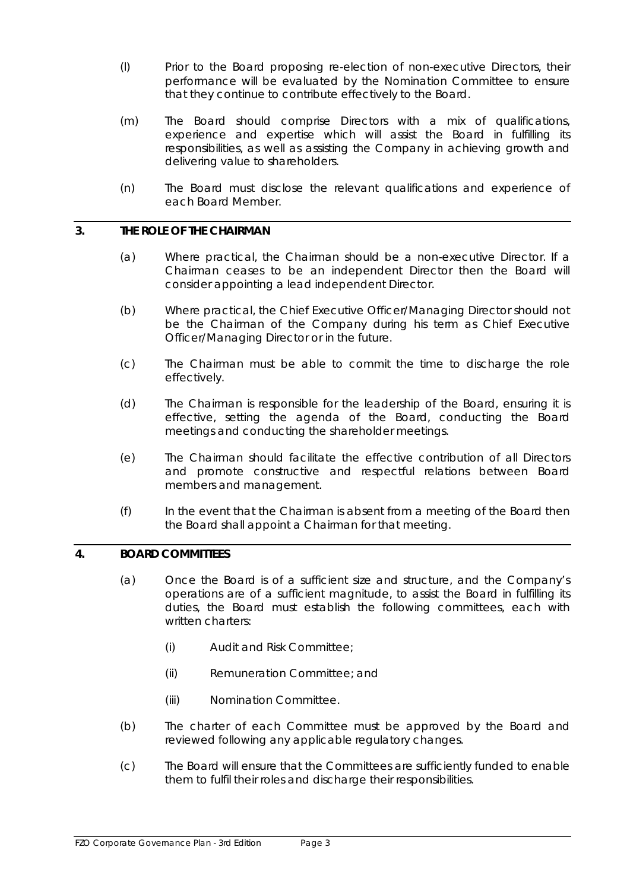(l) Prior to the Board proposing re-election of non-executive Directors, their performance will be evaluated by the Nomination Committee to ensure that they continue to contribute effectively to the Board.

(m) The Board should comprise Directors with a mix of qualifications, experience and expertise which will assist the Board in fulfilling its responsibilities, as well as assisting the Company in achieving growth and delivering value to shareholders.

(n) The Board must disclose the relevant qualifications and experience of each Board Member.

## 3. THE ROLE OF THE CHAIRMAN

(a) Where practical, the Chairman should be a non-executive Director. If a Chairman ceases to be an independent Director then the Board will consider appointing a lead independent Director.

(b) Where practical, the Chief Executive Officer/Managing Director should not be the Chairman of the Company during his term as Chief Executive Officer/Managing Director or in the future.

(c) The Chairman must be able to commit the time to discharge the role effectively.

(d) The Chairman is responsible for the leadership of the Board, ensuring it is effective, setting the agenda of the Board, conducting the Board meetings and conducting the shareholder meetings.

(e) The Chairman should facilitate the effective contribution of all Directors and promote constructive and respectful relations between Board members and management.

(f) In the event that the Chairman is absent from a meeting of the Board then the Board shall appoint a Chairman for that meeting.

## 4. BOARD COMMITTEES

(a) Once the Board is of a sufficient size and structure, and the Company's operations are of a sufficient magnitude, to assist the Board in fulfilling its duties, the Board must establish the following committees, each with written charters:

(i) Audit and Risk Committee;

(ii) Remuneration Committee; and

(iii) Nomination Committee.

(b) The charter of each Committee must be approved by the Board and reviewed following any applicable regulatory changes.

(c) The Board will ensure that the Committees are sufficiently funded to enable them to fulfil their roles and discharge their responsibilities.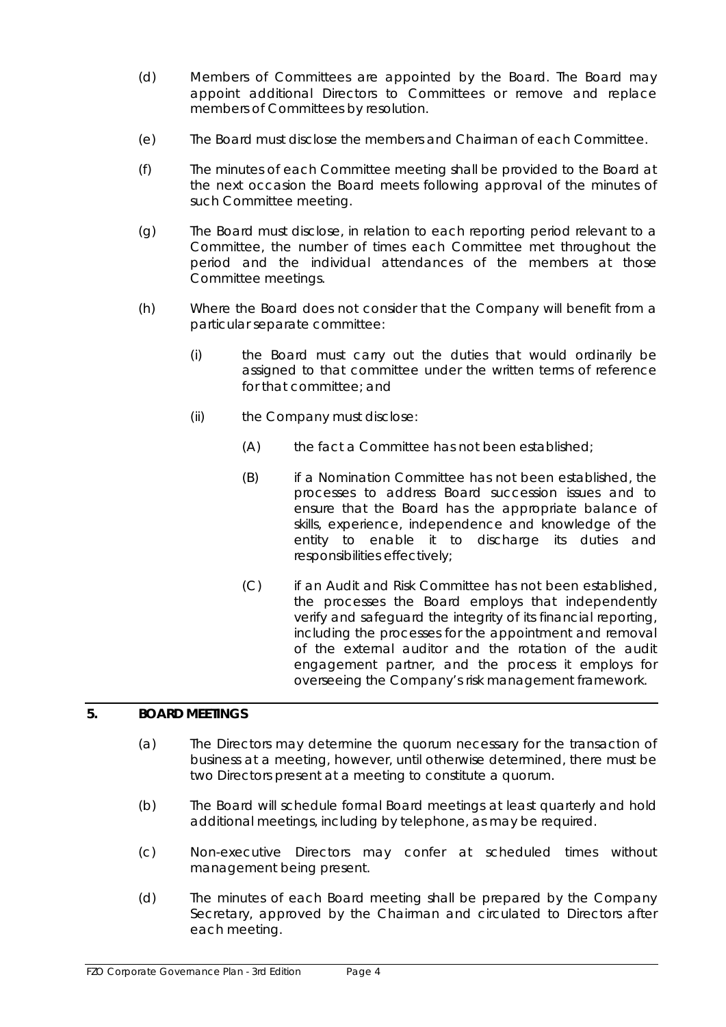(d) Members of Committees are appointed by the Board. The Board may appoint additional Directors to Committees or remove and replace members of Committees by resolution.

(e) The Board must disclose the members and Chairman of each Committee.

(f) The minutes of each Committee meeting shall be provided to the Board at the next occasion the Board meets following approval of the minutes of such Committee meeting.

(g) The Board must disclose, in relation to each reporting period relevant to a Committee, the number of times each Committee met throughout the period and the individual attendances of the members at those Committee meetings.

(h) Where the Board does not consider that the Company will benefit from a particular separate committee:

   (i) the Board must carry out the duties that would ordinarily be assigned to that committee under the written terms of reference for that committee; and

   (ii) the Company must disclose:

      (A) the fact a Committee has not been established;

      (B) if a Nomination Committee has not been established, the processes to address Board succession issues and to ensure that the Board has the appropriate balance of skills, experience, independence and knowledge of the entity to enable it to discharge its duties and responsibilities effectively;

      (C) if an Audit and Risk Committee has not been established, the processes the Board employs that independently verify and safeguard the integrity of its financial reporting, including the processes for the appointment and removal of the external auditor and the rotation of the audit engagement partner, and the process it employs for overseeing the Company's risk management framework.

## 5. BOARD MEETINGS

(a) The Directors may determine the quorum necessary for the transaction of business at a meeting, however, until otherwise determined, there must be two Directors present at a meeting to constitute a quorum.

(b) The Board will schedule formal Board meetings at least quarterly and hold additional meetings, including by telephone, as may be required.

(c) Non-executive Directors may confer at scheduled times without management being present.

(d) The minutes of each Board meeting shall be prepared by the Company Secretary, approved by the Chairman and circulated to Directors after each meeting.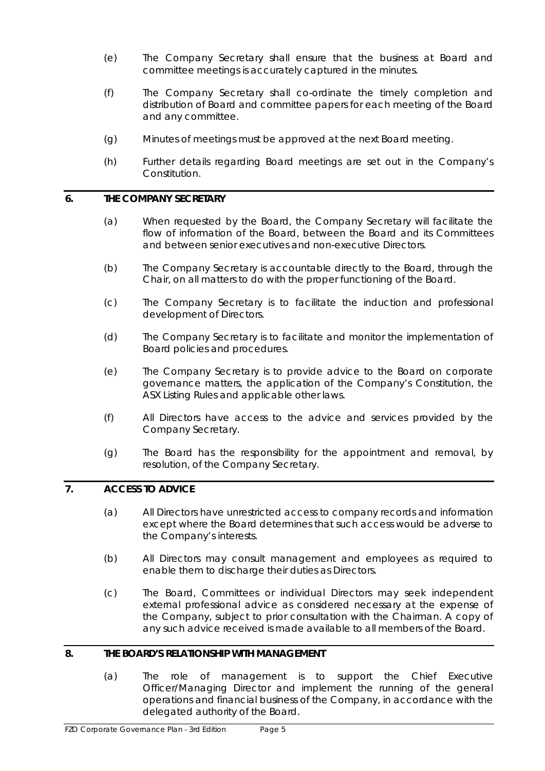(e) The Company Secretary shall ensure that the business at Board and committee meetings is accurately captured in the minutes.

(f) The Company Secretary shall co-ordinate the timely completion and distribution of Board and committee papers for each meeting of the Board and any committee.

(g) Minutes of meetings must be approved at the next Board meeting.

(h) Further details regarding Board meetings are set out in the Company's Constitution.

## 6. THE COMPANY SECRETARY

(a) When requested by the Board, the Company Secretary will facilitate the flow of information of the Board, between the Board and its Committees and between senior executives and non-executive Directors.

(b) The Company Secretary is accountable directly to the Board, through the Chair, on all matters to do with the proper functioning of the Board.

(c) The Company Secretary is to facilitate the induction and professional development of Directors.

(d) The Company Secretary is to facilitate and monitor the implementation of Board policies and procedures.

(e) The Company Secretary is to provide advice to the Board on corporate governance matters, the application of the Company's Constitution, the ASX Listing Rules and applicable other laws.

(f) All Directors have access to the advice and services provided by the Company Secretary.

(g) The Board has the responsibility for the appointment and removal, by resolution, of the Company Secretary.

## 7. ACCESS TO ADVICE

(a) All Directors have unrestricted access to company records and information except where the Board determines that such access would be adverse to the Company's interests.

(b) All Directors may consult management and employees as required to enable them to discharge their duties as Directors.

(c) The Board, Committees or individual Directors may seek independent external professional advice as considered necessary at the expense of the Company, subject to prior consultation with the Chairman. A copy of any such advice received is made available to all members of the Board.

## 8. THE BOARD'S RELATIONSHIP WITH MANAGEMENT

(a) The role of management is to support the Chief Executive Officer/Managing Director and implement the running of the general operations and financial business of the Company, in accordance with the delegated authority of the Board.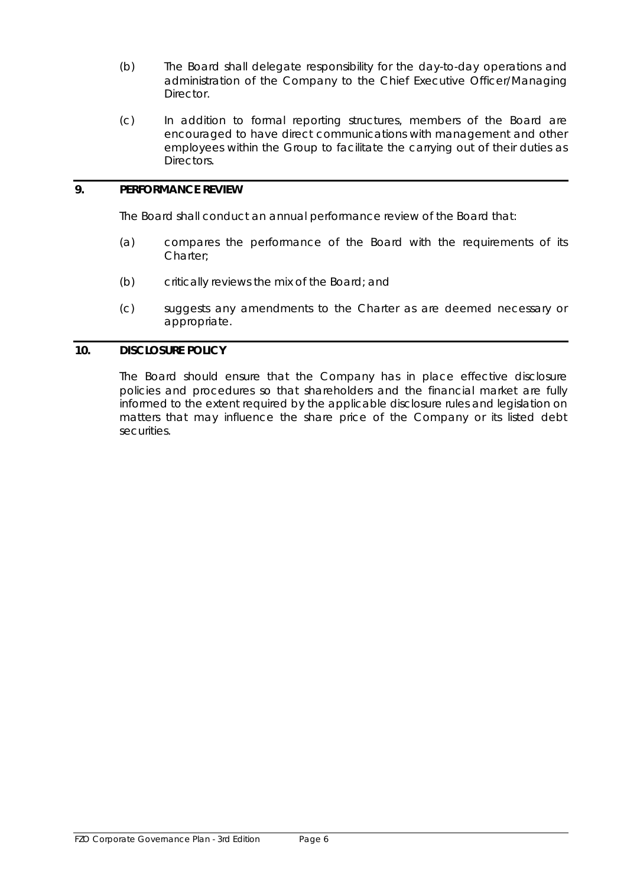(b) The Board shall delegate responsibility for the day-to-day operations and administration of the Company to the Chief Executive Officer/Managing Director.

(c) In addition to formal reporting structures, members of the Board are encouraged to have direct communications with management and other employees within the Group to facilitate the carrying out of their duties as Directors.

## 9. PERFORMANCE REVIEW

The Board shall conduct an annual performance review of the Board that:

(a) compares the performance of the Board with the requirements of its Charter;

(b) critically reviews the mix of the Board; and

(c) suggests any amendments to the Charter as are deemed necessary or appropriate.

## 10. DISCLOSURE POLICY

The Board should ensure that the Company has in place effective disclosure policies and procedures so that shareholders and the financial market are fully informed to the extent required by the applicable disclosure rules and legislation on matters that may influence the share price of the Company or its listed debt securities.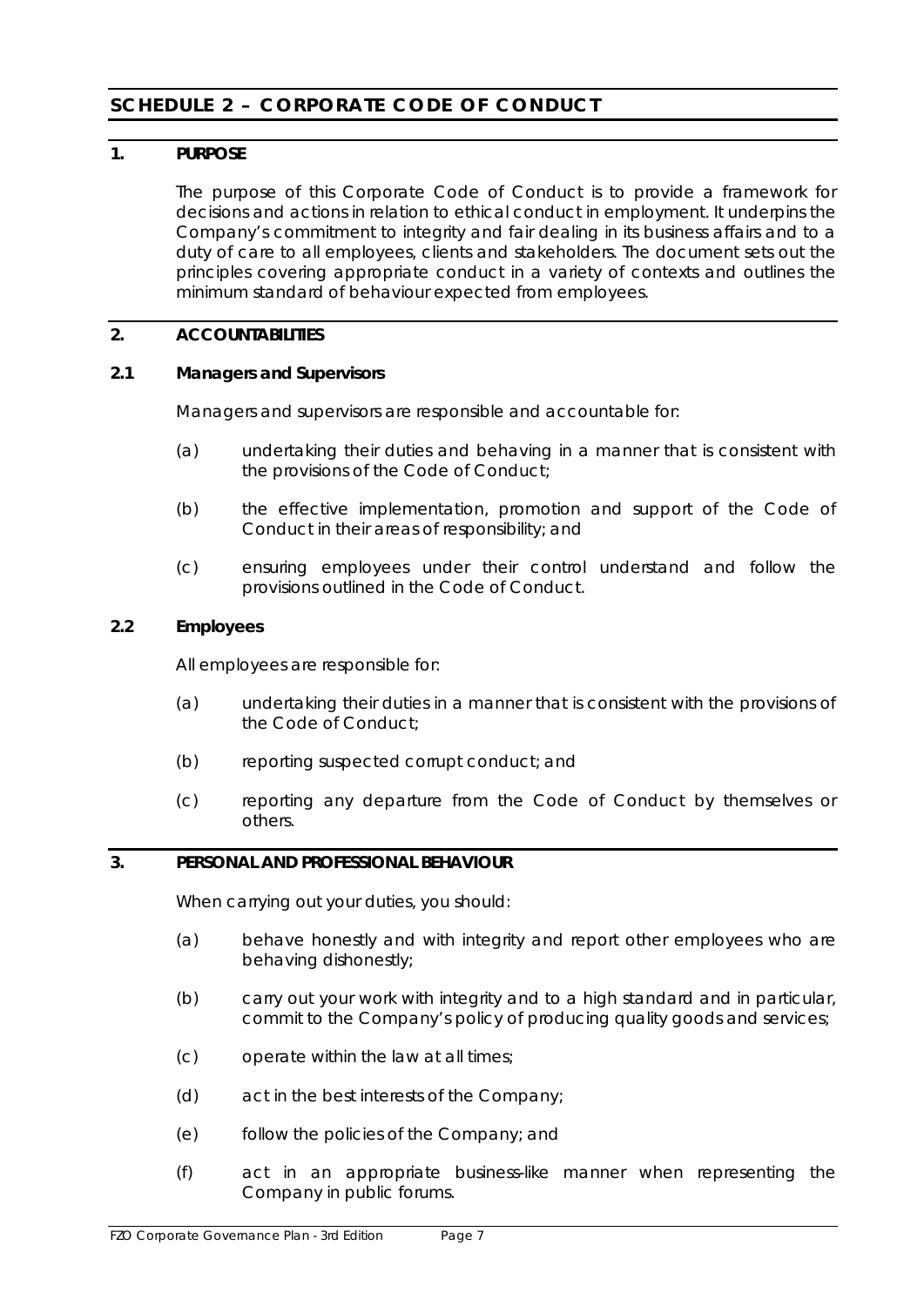# SCHEDULE 2 – CORPORATE CODE OF CONDUCT

## 1. PURPOSE

The purpose of this Corporate Code of Conduct is to provide a framework for decisions and actions in relation to ethical conduct in employment. It underpins the Company's commitment to integrity and fair dealing in its business affairs and to a duty of care to all employees, clients and stakeholders. The document sets out the principles covering appropriate conduct in a variety of contexts and outlines the minimum standard of behaviour expected from employees.

## 2. ACCOUNTABILITIES

### 2.1 Managers and Supervisors

Managers and supervisors are responsible and accountable for:

(a) undertaking their duties and behaving in a manner that is consistent with the provisions of the Code of Conduct;

(b) the effective implementation, promotion and support of the Code of Conduct in their areas of responsibility; and

(c) ensuring employees under their control understand and follow the provisions outlined in the Code of Conduct.

### 2.2 Employees

All employees are responsible for:

(a) undertaking their duties in a manner that is consistent with the provisions of the Code of Conduct;

(b) reporting suspected corrupt conduct; and

(c) reporting any departure from the Code of Conduct by themselves or others.

## 3. PERSONAL AND PROFESSIONAL BEHAVIOUR

When carrying out your duties, you should:

(a) behave honestly and with integrity and report other employees who are behaving dishonestly;

(b) carry out your work with integrity and to a high standard and in particular, commit to the Company's policy of producing quality goods and services;

(c) operate within the law at all times;

(d) act in the best interests of the Company;

(e) follow the policies of the Company; and

(f) act in an appropriate business-like manner when representing the Company in public forums.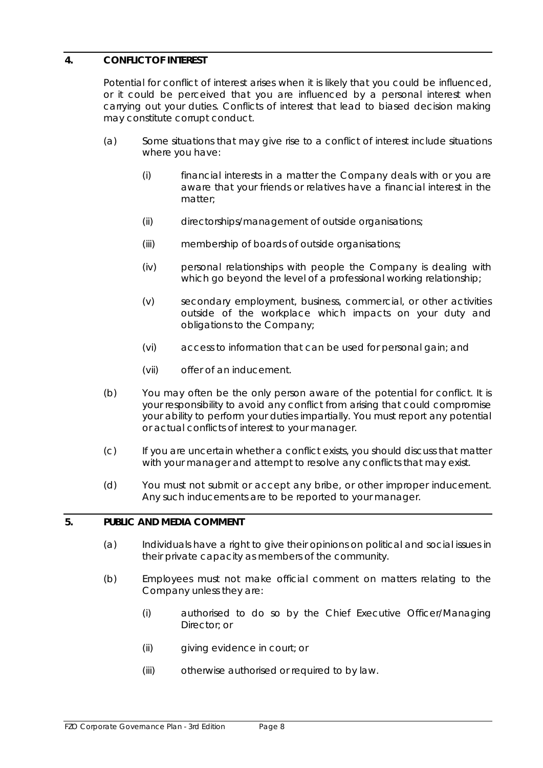## 4. CONFLICT OF INTEREST

Potential for conflict of interest arises when it is likely that you could be influenced, or it could be perceived that you are influenced by a personal interest when carrying out your duties. Conflicts of interest that lead to biased decision making may constitute corrupt conduct.

(a) Some situations that may give rise to a conflict of interest include situations where you have:

   (i) financial interests in a matter the Company deals with or you are aware that your friends or relatives have a financial interest in the matter;

   (ii) directorships/management of outside organisations;

   (iii) membership of boards of outside organisations;

   (iv) personal relationships with people the Company is dealing with which go beyond the level of a professional working relationship;

   (v) secondary employment, business, commercial, or other activities outside of the workplace which impacts on your duty and obligations to the Company;

   (vi) access to information that can be used for personal gain; and

   (vii) offer of an inducement.

(b) You may often be the only person aware of the potential for conflict. It is your responsibility to avoid any conflict from arising that could compromise your ability to perform your duties impartially. You must report any potential or actual conflicts of interest to your manager.

(c) If you are uncertain whether a conflict exists, you should discuss that matter with your manager and attempt to resolve any conflicts that may exist.

(d) You must not submit or accept any bribe, or other improper inducement. Any such inducements are to be reported to your manager.

## 5. PUBLIC AND MEDIA COMMENT

(a) Individuals have a right to give their opinions on political and social issues in their private capacity as members of the community.

(b) Employees must not make official comment on matters relating to the Company unless they are:

   (i) authorised to do so by the Chief Executive Officer/Managing Director; or

   (ii) giving evidence in court; or

   (iii) otherwise authorised or required to by law.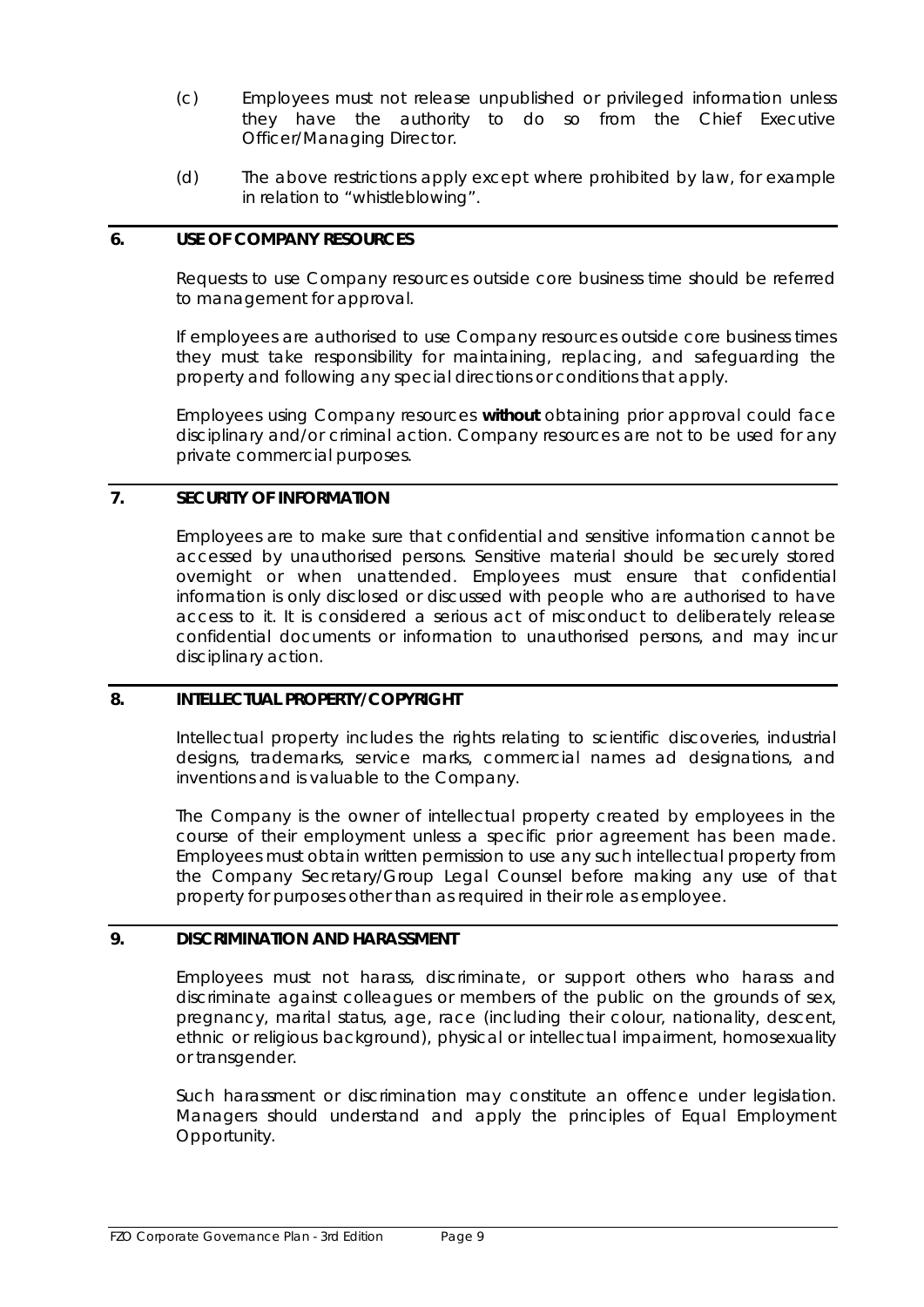(c) Employees must not release unpublished or privileged information unless they have the authority to do so from the Chief Executive Officer/Managing Director.

(d) The above restrictions apply except where prohibited by law, for example in relation to "whistleblowing".

## 6. USE OF COMPANY RESOURCES

Requests to use Company resources outside core business time should be referred to management for approval.

If employees are authorised to use Company resources outside core business times they must take responsibility for maintaining, replacing, and safeguarding the property and following any special directions or conditions that apply.

Employees using Company resources **without** obtaining prior approval could face disciplinary and/or criminal action. Company resources are not to be used for any private commercial purposes.

## 7. SECURITY OF INFORMATION

Employees are to make sure that confidential and sensitive information cannot be accessed by unauthorised persons. Sensitive material should be securely stored overnight or when unattended. Employees must ensure that confidential information is only disclosed or discussed with people who are authorised to have access to it. It is considered a serious act of misconduct to deliberately release confidential documents or information to unauthorised persons, and may incur disciplinary action.

## 8. INTELLECTUAL PROPERTY/COPYRIGHT

Intellectual property includes the rights relating to scientific discoveries, industrial designs, trademarks, service marks, commercial names ad designations, and inventions and is valuable to the Company.

The Company is the owner of intellectual property created by employees in the course of their employment unless a specific prior agreement has been made. Employees must obtain written permission to use any such intellectual property from the Company Secretary/Group Legal Counsel before making any use of that property for purposes other than as required in their role as employee.

## 9. DISCRIMINATION AND HARASSMENT

Employees must not harass, discriminate, or support others who harass and discriminate against colleagues or members of the public on the grounds of sex, pregnancy, marital status, age, race (including their colour, nationality, descent, ethnic or religious background), physical or intellectual impairment, homosexuality or transgender.

Such harassment or discrimination may constitute an offence under legislation. Managers should understand and apply the principles of Equal Employment Opportunity.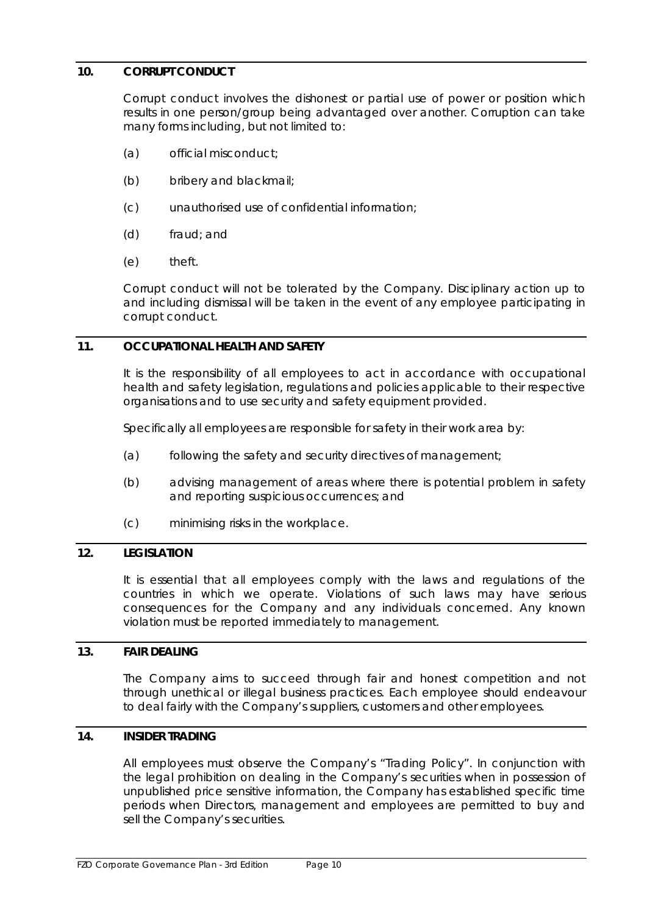## 10. CORRUPT CONDUCT

Corrupt conduct involves the dishonest or partial use of power or position which results in one person/group being advantaged over another. Corruption can take many forms including, but not limited to:

(a) official misconduct;

(b) bribery and blackmail;

(c) unauthorised use of confidential information;

(d) fraud; and

(e) theft.

Corrupt conduct will not be tolerated by the Company. Disciplinary action up to and including dismissal will be taken in the event of any employee participating in corrupt conduct.

## 11. OCCUPATIONAL HEALTH AND SAFETY

It is the responsibility of all employees to act in accordance with occupational health and safety legislation, regulations and policies applicable to their respective organisations and to use security and safety equipment provided.

Specifically all employees are responsible for safety in their work area by:

(a) following the safety and security directives of management;

(b) advising management of areas where there is potential problem in safety and reporting suspicious occurrences; and

(c) minimising risks in the workplace.

## 12. LEGISLATION

It is essential that all employees comply with the laws and regulations of the countries in which we operate. Violations of such laws may have serious consequences for the Company and any individuals concerned. Any known violation must be reported immediately to management.

## 13. FAIR DEALING

The Company aims to succeed through fair and honest competition and not through unethical or illegal business practices. Each employee should endeavour to deal fairly with the Company's suppliers, customers and other employees.

## 14. INSIDER TRADING

All employees must observe the Company's "Trading Policy". In conjunction with the legal prohibition on dealing in the Company's securities when in possession of unpublished price sensitive information, the Company has established specific time periods when Directors, management and employees are permitted to buy and sell the Company's securities.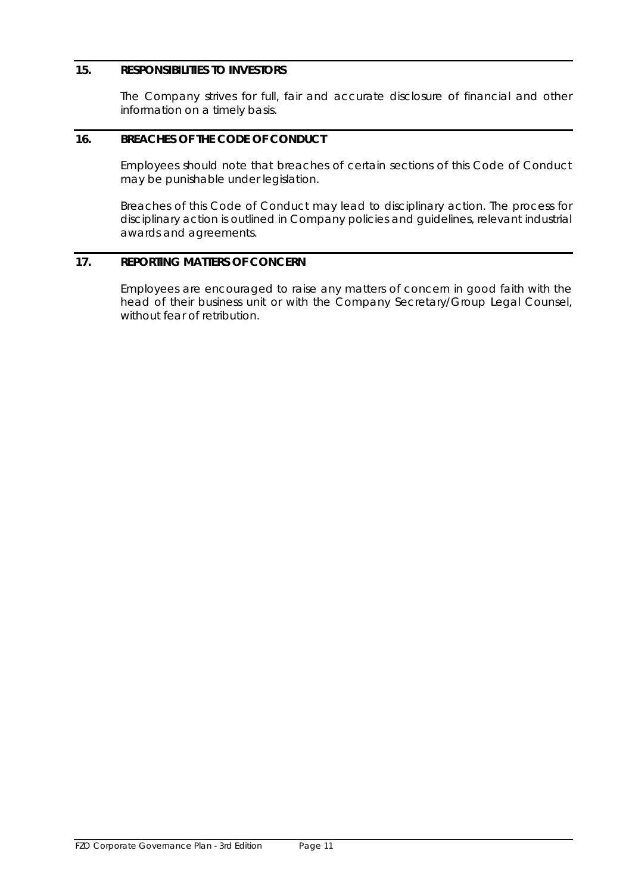## 15. RESPONSIBILITIES TO INVESTORS

The Company strives for full, fair and accurate disclosure of financial and other information on a timely basis.

## 16. BREACHES OF THE CODE OF CONDUCT

Employees should note that breaches of certain sections of this Code of Conduct may be punishable under legislation.

Breaches of this Code of Conduct may lead to disciplinary action. The process for disciplinary action is outlined in Company policies and guidelines, relevant industrial awards and agreements.

## 17. REPORTING MATTERS OF CONCERN

Employees are encouraged to raise any matters of concern in good faith with the head of their business unit or with the Company Secretary/Group Legal Counsel, without fear of retribution.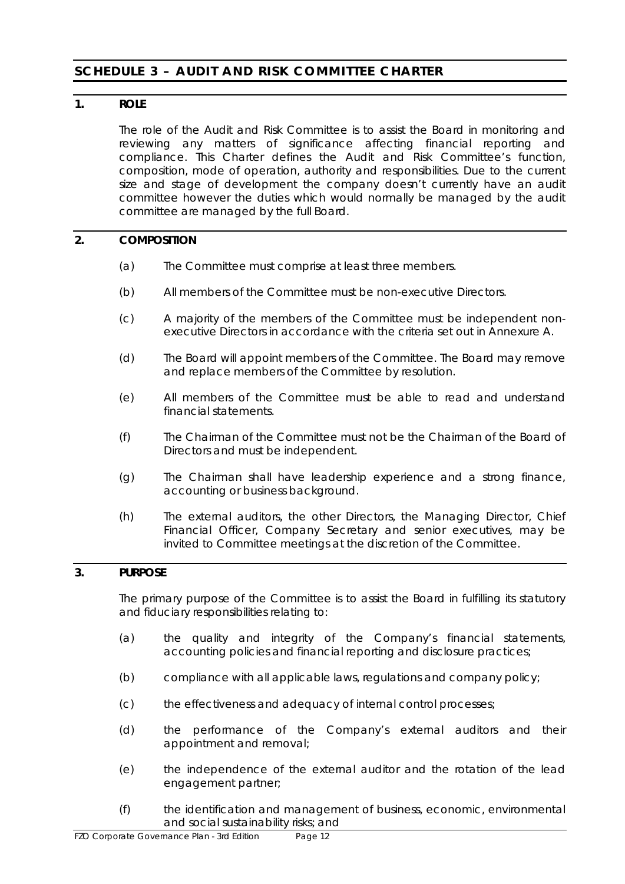## SCHEDULE 3 – AUDIT AND RISK COMMITTEE CHARTER

### 1. ROLE

The role of the Audit and Risk Committee is to assist the Board in monitoring and reviewing any matters of significance affecting financial reporting and compliance. This Charter defines the Audit and Risk Committee's function, composition, mode of operation, authority and responsibilities. Due to the current size and stage of development the company doesn't currently have an audit committee however the duties which would normally be managed by the audit committee are managed by the full Board.

### 2. COMPOSITION

(a) The Committee must comprise at least three members.

(b) All members of the Committee must be non-executive Directors.

(c) A majority of the members of the Committee must be independent non-executive Directors in accordance with the criteria set out in Annexure A.

(d) The Board will appoint members of the Committee. The Board may remove and replace members of the Committee by resolution.

(e) All members of the Committee must be able to read and understand financial statements.

(f) The Chairman of the Committee must not be the Chairman of the Board of Directors and must be independent.

(g) The Chairman shall have leadership experience and a strong finance, accounting or business background.

(h) The external auditors, the other Directors, the Managing Director, Chief Financial Officer, Company Secretary and senior executives, may be invited to Committee meetings at the discretion of the Committee.

### 3. PURPOSE

The primary purpose of the Committee is to assist the Board in fulfilling its statutory and fiduciary responsibilities relating to:

(a) the quality and integrity of the Company's financial statements, accounting policies and financial reporting and disclosure practices;

(b) compliance with all applicable laws, regulations and company policy;

(c) the effectiveness and adequacy of internal control processes;

(d) the performance of the Company's external auditors and their appointment and removal;

(e) the independence of the external auditor and the rotation of the lead engagement partner;

(f) the identification and management of business, economic, environmental and social sustainability risks; and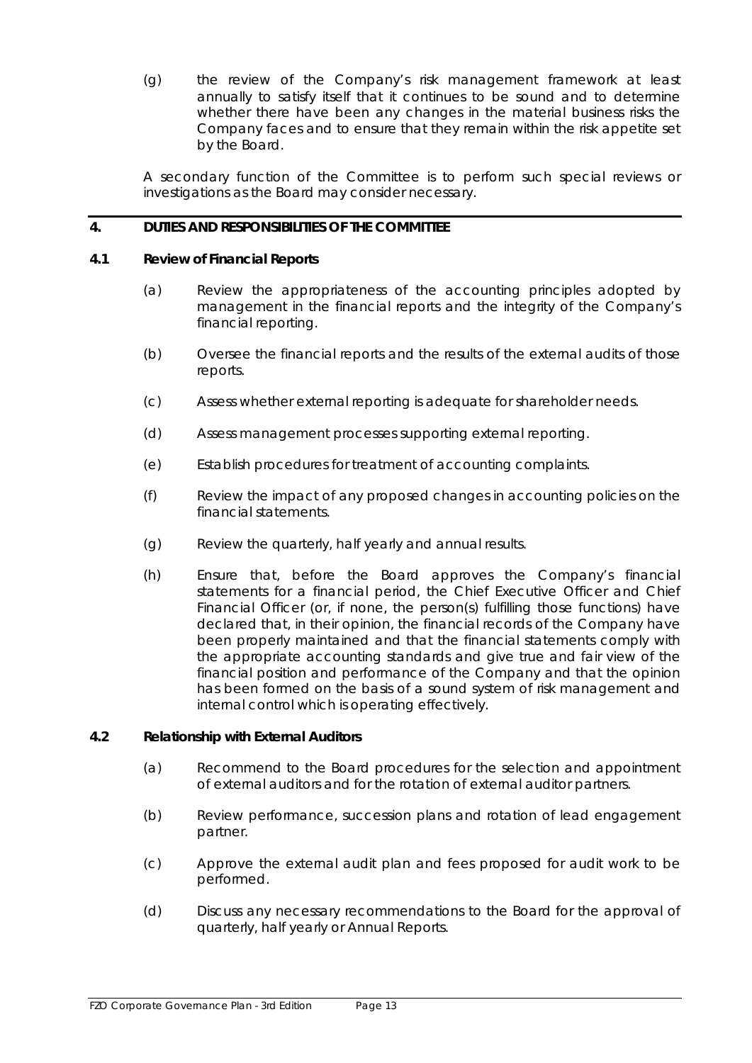(g) the review of the Company's risk management framework at least annually to satisfy itself that it continues to be sound and to determine whether there have been any changes in the material business risks the Company faces and to ensure that they remain within the risk appetite set by the Board.

A secondary function of the Committee is to perform such special reviews or investigations as the Board may consider necessary.

## 4. DUTIES AND RESPONSIBILITIES OF THE COMMITTEE

### 4.1 Review of Financial Reports

(a) Review the appropriateness of the accounting principles adopted by management in the financial reports and the integrity of the Company's financial reporting.

(b) Oversee the financial reports and the results of the external audits of those reports.

(c) Assess whether external reporting is adequate for shareholder needs.

(d) Assess management processes supporting external reporting.

(e) Establish procedures for treatment of accounting complaints.

(f) Review the impact of any proposed changes in accounting policies on the financial statements.

(g) Review the quarterly, half yearly and annual results.

(h) Ensure that, before the Board approves the Company's financial statements for a financial period, the Chief Executive Officer and Chief Financial Officer (or, if none, the person(s) fulfilling those functions) have declared that, in their opinion, the financial records of the Company have been properly maintained and that the financial statements comply with the appropriate accounting standards and give true and fair view of the financial position and performance of the Company and that the opinion has been formed on the basis of a sound system of risk management and internal control which is operating effectively.

### 4.2 Relationship with External Auditors

(a) Recommend to the Board procedures for the selection and appointment of external auditors and for the rotation of external auditor partners.

(b) Review performance, succession plans and rotation of lead engagement partner.

(c) Approve the external audit plan and fees proposed for audit work to be performed.

(d) Discuss any necessary recommendations to the Board for the approval of quarterly, half yearly or Annual Reports.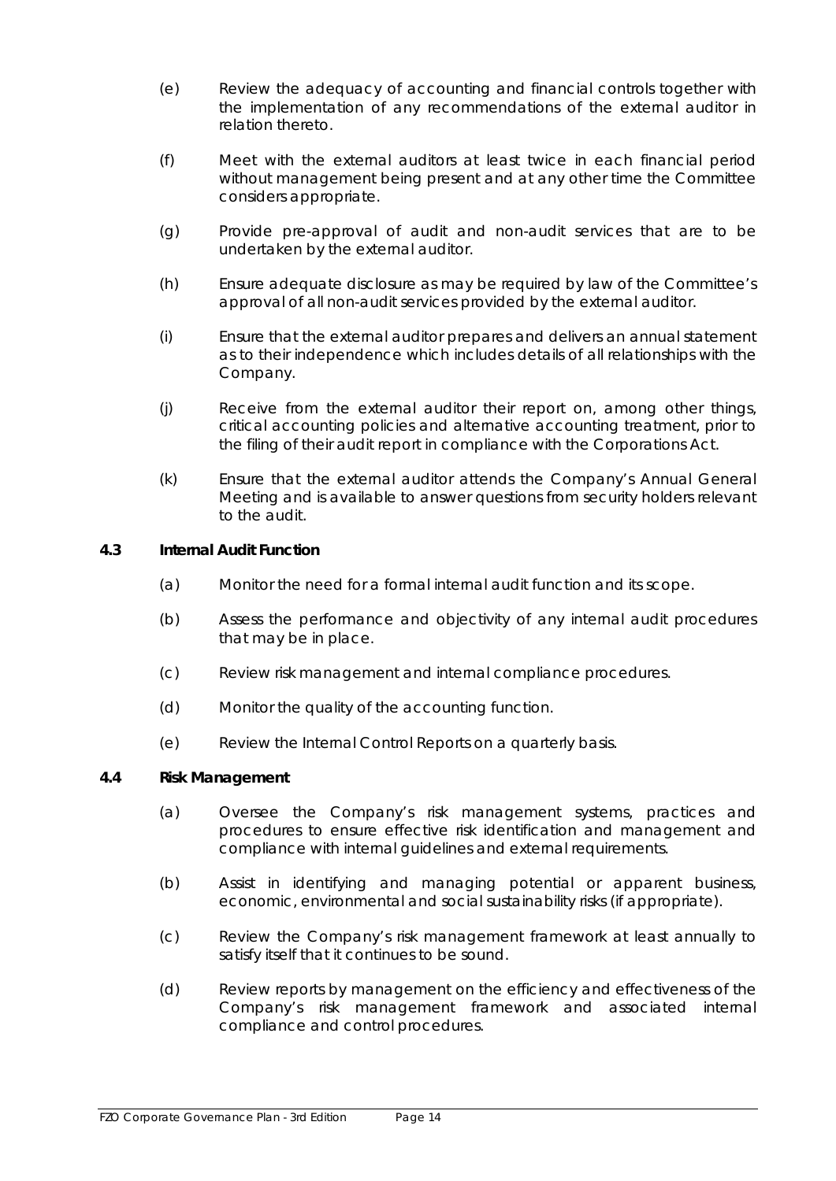(e) Review the adequacy of accounting and financial controls together with the implementation of any recommendations of the external auditor in relation thereto.

(f) Meet with the external auditors at least twice in each financial period without management being present and at any other time the Committee considers appropriate.

(g) Provide pre-approval of audit and non-audit services that are to be undertaken by the external auditor.

(h) Ensure adequate disclosure as may be required by law of the Committee's approval of all non-audit services provided by the external auditor.

(i) Ensure that the external auditor prepares and delivers an annual statement as to their independence which includes details of all relationships with the Company.

(j) Receive from the external auditor their report on, among other things, critical accounting policies and alternative accounting treatment, prior to the filing of their audit report in compliance with the Corporations Act.

(k) Ensure that the external auditor attends the Company's Annual General Meeting and is available to answer questions from security holders relevant to the audit.

### 4.3 Internal Audit Function

(a) Monitor the need for a formal internal audit function and its scope.

(b) Assess the performance and objectivity of any internal audit procedures that may be in place.

(c) Review risk management and internal compliance procedures.

(d) Monitor the quality of the accounting function.

(e) Review the Internal Control Reports on a quarterly basis.

### 4.4 Risk Management

(a) Oversee the Company's risk management systems, practices and procedures to ensure effective risk identification and management and compliance with internal guidelines and external requirements.

(b) Assist in identifying and managing potential or apparent business, economic, environmental and social sustainability risks (if appropriate).

(c) Review the Company's risk management framework at least annually to satisfy itself that it continues to be sound.

(d) Review reports by management on the efficiency and effectiveness of the Company's risk management framework and associated internal compliance and control procedures.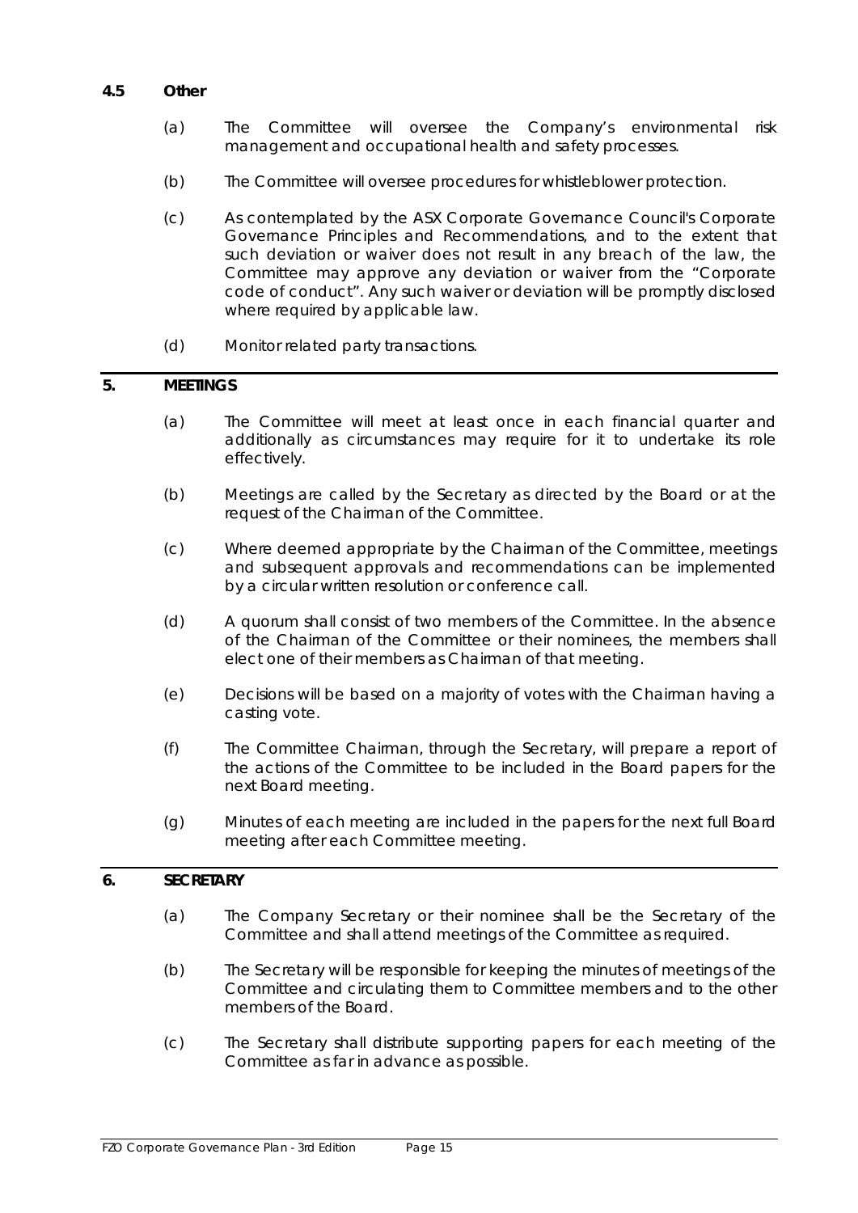### 4.5 Other

(a) The Committee will oversee the Company's environmental risk management and occupational health and safety processes.

(b) The Committee will oversee procedures for whistleblower protection.

(c) As contemplated by the ASX Corporate Governance Council's Corporate Governance Principles and Recommendations, and to the extent that such deviation or waiver does not result in any breach of the law, the Committee may approve any deviation or waiver from the "Corporate code of conduct". Any such waiver or deviation will be promptly disclosed where required by applicable law.

(d) Monitor related party transactions.

## 5. MEETINGS

(a) The Committee will meet at least once in each financial quarter and additionally as circumstances may require for it to undertake its role effectively.

(b) Meetings are called by the Secretary as directed by the Board or at the request of the Chairman of the Committee.

(c) Where deemed appropriate by the Chairman of the Committee, meetings and subsequent approvals and recommendations can be implemented by a circular written resolution or conference call.

(d) A quorum shall consist of two members of the Committee. In the absence of the Chairman of the Committee or their nominees, the members shall elect one of their members as Chairman of that meeting.

(e) Decisions will be based on a majority of votes with the Chairman having a casting vote.

(f) The Committee Chairman, through the Secretary, will prepare a report of the actions of the Committee to be included in the Board papers for the next Board meeting.

(g) Minutes of each meeting are included in the papers for the next full Board meeting after each Committee meeting.

## 6. SECRETARY

(a) The Company Secretary or their nominee shall be the Secretary of the Committee and shall attend meetings of the Committee as required.

(b) The Secretary will be responsible for keeping the minutes of meetings of the Committee and circulating them to Committee members and to the other members of the Board.

(c) The Secretary shall distribute supporting papers for each meeting of the Committee as far in advance as possible.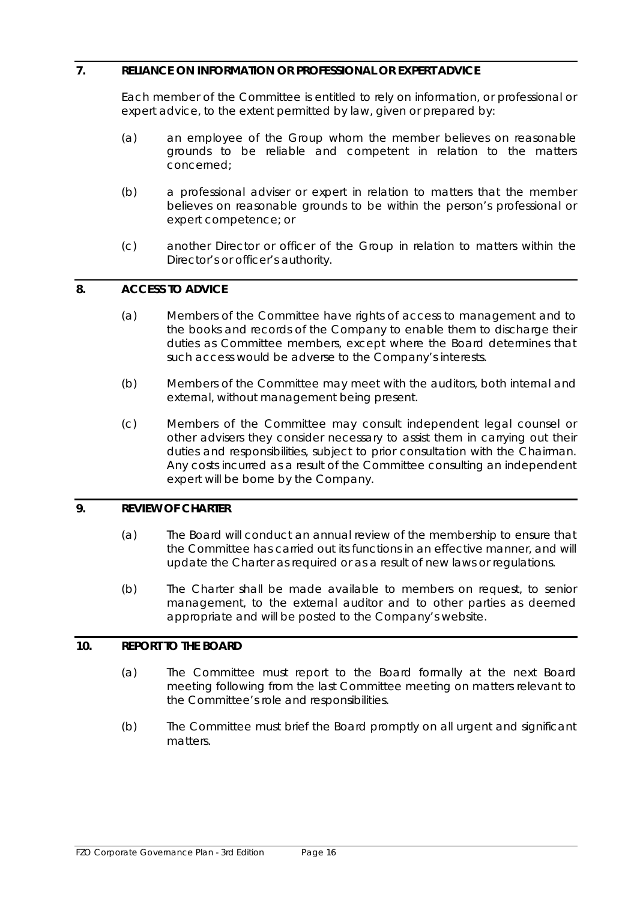## 7. RELIANCE ON INFORMATION OR PROFESSIONAL OR EXPERT ADVICE

Each member of the Committee is entitled to rely on information, or professional or expert advice, to the extent permitted by law, given or prepared by:

(a) an employee of the Group whom the member believes on reasonable grounds to be reliable and competent in relation to the matters concerned;

(b) a professional adviser or expert in relation to matters that the member believes on reasonable grounds to be within the person's professional or expert competence; or

(c) another Director or officer of the Group in relation to matters within the Director's or officer's authority.

## 8. ACCESS TO ADVICE

(a) Members of the Committee have rights of access to management and to the books and records of the Company to enable them to discharge their duties as Committee members, except where the Board determines that such access would be adverse to the Company's interests.

(b) Members of the Committee may meet with the auditors, both internal and external, without management being present.

(c) Members of the Committee may consult independent legal counsel or other advisers they consider necessary to assist them in carrying out their duties and responsibilities, subject to prior consultation with the Chairman. Any costs incurred as a result of the Committee consulting an independent expert will be borne by the Company.

## 9. REVIEW OF CHARTER

(a) The Board will conduct an annual review of the membership to ensure that the Committee has carried out its functions in an effective manner, and will update the Charter as required or as a result of new laws or regulations.

(b) The Charter shall be made available to members on request, to senior management, to the external auditor and to other parties as deemed appropriate and will be posted to the Company's website.

## 10. REPORT TO THE BOARD

(a) The Committee must report to the Board formally at the next Board meeting following from the last Committee meeting on matters relevant to the Committee's role and responsibilities.

(b) The Committee must brief the Board promptly on all urgent and significant matters.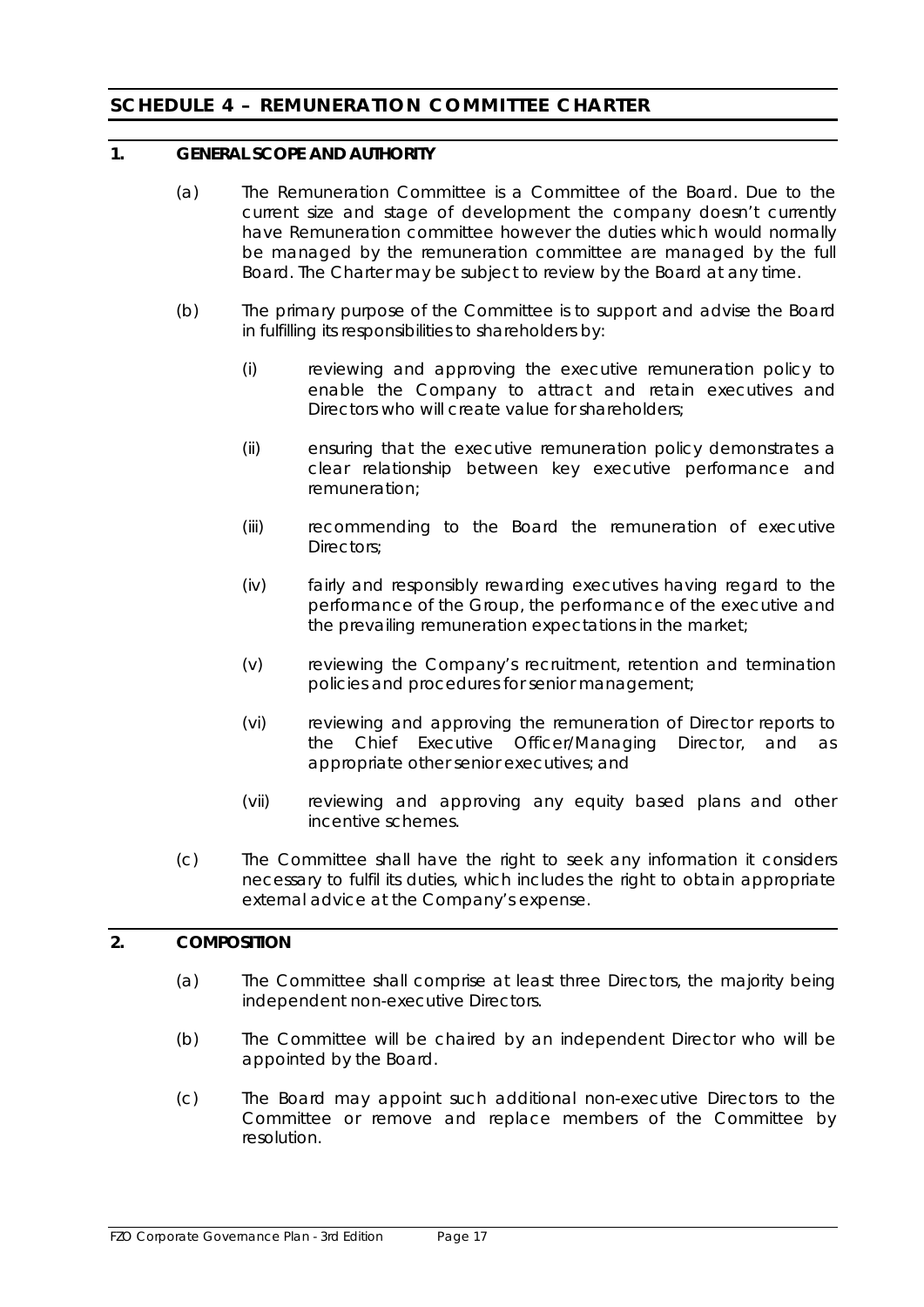# SCHEDULE 4 – REMUNERATION COMMITTEE CHARTER

## 1. GENERAL SCOPE AND AUTHORITY

(a) The Remuneration Committee is a Committee of the Board. Due to the current size and stage of development the company doesn't currently have Remuneration committee however the duties which would normally be managed by the remuneration committee are managed by the full Board. The Charter may be subject to review by the Board at any time.

(b) The primary purpose of the Committee is to support and advise the Board in fulfilling its responsibilities to shareholders by:

(i) reviewing and approving the executive remuneration policy to enable the Company to attract and retain executives and Directors who will create value for shareholders;

(ii) ensuring that the executive remuneration policy demonstrates a clear relationship between key executive performance and remuneration;

(iii) recommending to the Board the remuneration of executive Directors;

(iv) fairly and responsibly rewarding executives having regard to the performance of the Group, the performance of the executive and the prevailing remuneration expectations in the market;

(v) reviewing the Company's recruitment, retention and termination policies and procedures for senior management;

(vi) reviewing and approving the remuneration of Director reports to the Chief Executive Officer/Managing Director, and as appropriate other senior executives; and

(vii) reviewing and approving any equity based plans and other incentive schemes.

(c) The Committee shall have the right to seek any information it considers necessary to fulfil its duties, which includes the right to obtain appropriate external advice at the Company's expense.

## 2. COMPOSITION

(a) The Committee shall comprise at least three Directors, the majority being independent non-executive Directors.

(b) The Committee will be chaired by an independent Director who will be appointed by the Board.

(c) The Board may appoint such additional non-executive Directors to the Committee or remove and replace members of the Committee by resolution.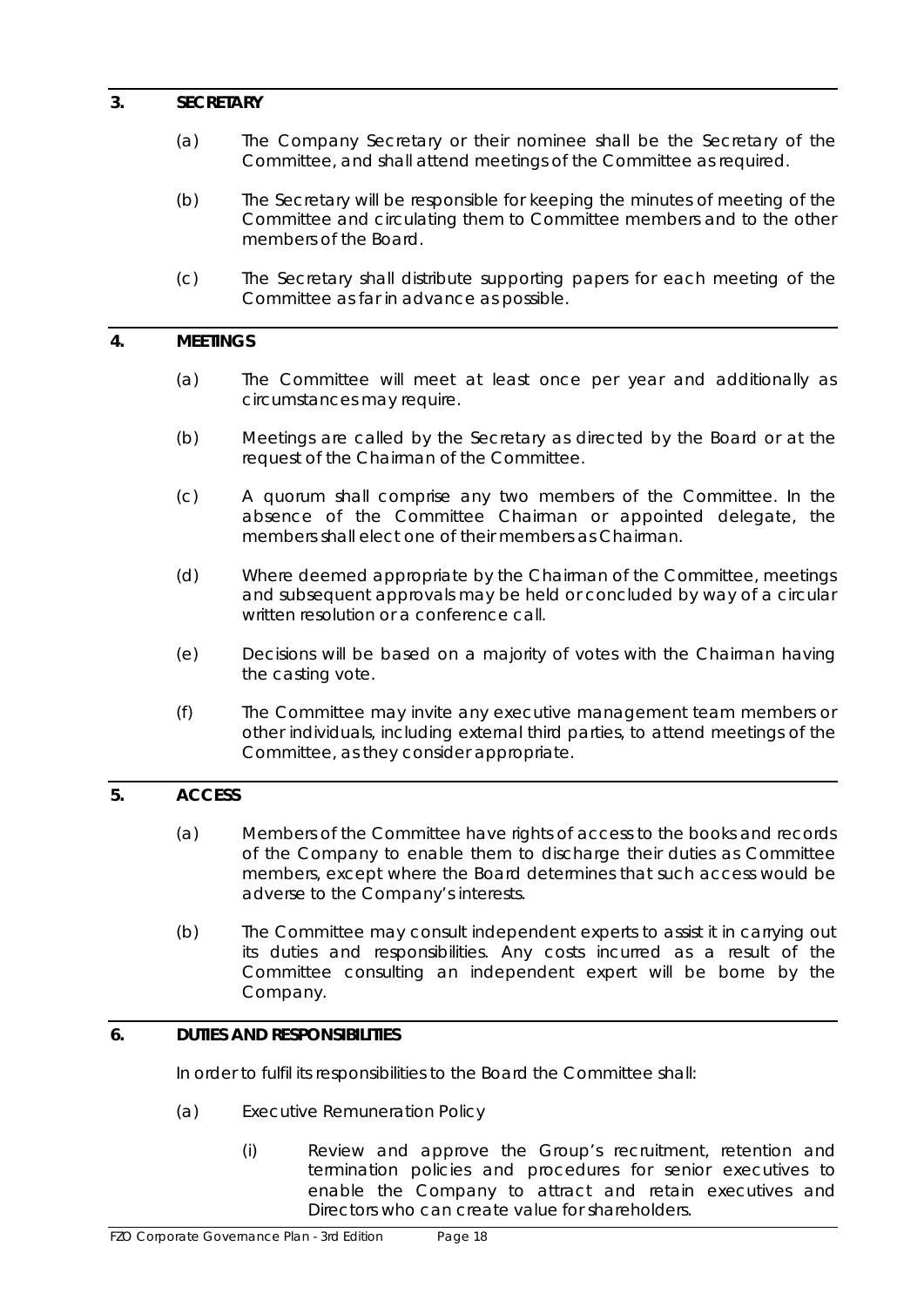## 3. SECRETARY

(a) The Company Secretary or their nominee shall be the Secretary of the Committee, and shall attend meetings of the Committee as required.

(b) The Secretary will be responsible for keeping the minutes of meeting of the Committee and circulating them to Committee members and to the other members of the Board.

(c) The Secretary shall distribute supporting papers for each meeting of the Committee as far in advance as possible.

## 4. MEETINGS

(a) The Committee will meet at least once per year and additionally as circumstances may require.

(b) Meetings are called by the Secretary as directed by the Board or at the request of the Chairman of the Committee.

(c) A quorum shall comprise any two members of the Committee. In the absence of the Committee Chairman or appointed delegate, the members shall elect one of their members as Chairman.

(d) Where deemed appropriate by the Chairman of the Committee, meetings and subsequent approvals may be held or concluded by way of a circular written resolution or a conference call.

(e) Decisions will be based on a majority of votes with the Chairman having the casting vote.

(f) The Committee may invite any executive management team members or other individuals, including external third parties, to attend meetings of the Committee, as they consider appropriate.

## 5. ACCESS

(a) Members of the Committee have rights of access to the books and records of the Company to enable them to discharge their duties as Committee members, except where the Board determines that such access would be adverse to the Company's interests.

(b) The Committee may consult independent experts to assist it in carrying out its duties and responsibilities. Any costs incurred as a result of the Committee consulting an independent expert will be borne by the Company.

## 6. DUTIES AND RESPONSIBILITIES

In order to fulfil its responsibilities to the Board the Committee shall:

(a) Executive Remuneration Policy

(i) Review and approve the Group's recruitment, retention and termination policies and procedures for senior executives to enable the Company to attract and retain executives and Directors who can create value for shareholders.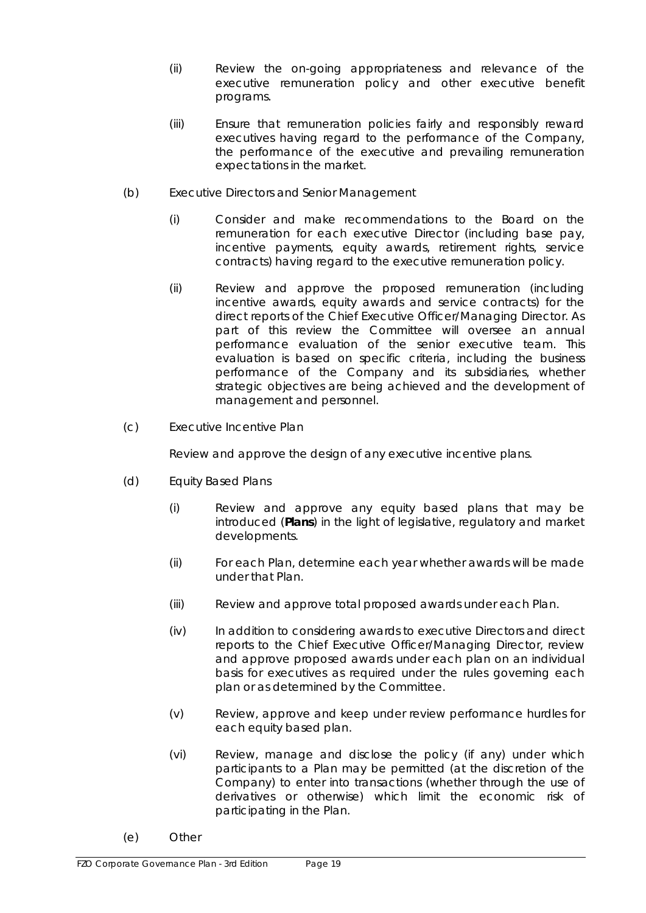(ii) Review the on-going appropriateness and relevance of the executive remuneration policy and other executive benefit programs.

(iii) Ensure that remuneration policies fairly and responsibly reward executives having regard to the performance of the Company, the performance of the executive and prevailing remuneration expectations in the market.

(b) Executive Directors and Senior Management

(i) Consider and make recommendations to the Board on the remuneration for each executive Director (including base pay, incentive payments, equity awards, retirement rights, service contracts) having regard to the executive remuneration policy.

(ii) Review and approve the proposed remuneration (including incentive awards, equity awards and service contracts) for the direct reports of the Chief Executive Officer/Managing Director. As part of this review the Committee will oversee an annual performance evaluation of the senior executive team. This evaluation is based on specific criteria, including the business performance of the Company and its subsidiaries, whether strategic objectives are being achieved and the development of management and personnel.

(c) Executive Incentive Plan

Review and approve the design of any executive incentive plans.

(d) Equity Based Plans

(i) Review and approve any equity based plans that may be introduced (**Plans**) in the light of legislative, regulatory and market developments.

(ii) For each Plan, determine each year whether awards will be made under that Plan.

(iii) Review and approve total proposed awards under each Plan.

(iv) In addition to considering awards to executive Directors and direct reports to the Chief Executive Officer/Managing Director, review and approve proposed awards under each plan on an individual basis for executives as required under the rules governing each plan or as determined by the Committee.

(v) Review, approve and keep under review performance hurdles for each equity based plan.

(vi) Review, manage and disclose the policy (if any) under which participants to a Plan may be permitted (at the discretion of the Company) to enter into transactions (whether through the use of derivatives or otherwise) which limit the economic risk of participating in the Plan.

(e) Other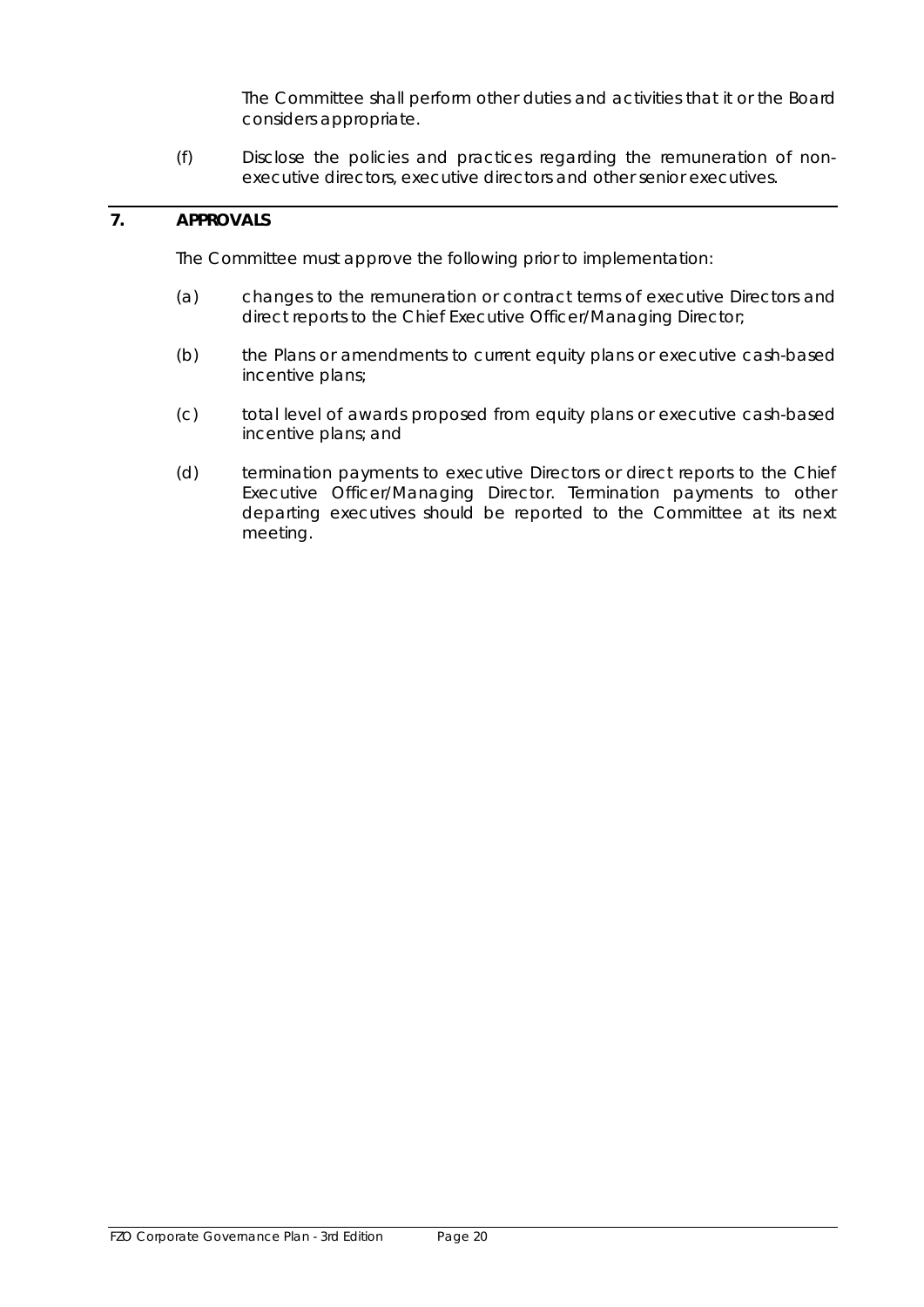The Committee shall perform other duties and activities that it or the Board considers appropriate.

(f) Disclose the policies and practices regarding the remuneration of non-executive directors, executive directors and other senior executives.

## 7. APPROVALS

The Committee must approve the following prior to implementation:

(a) changes to the remuneration or contract terms of executive Directors and direct reports to the Chief Executive Officer/Managing Director;

(b) the Plans or amendments to current equity plans or executive cash-based incentive plans;

(c) total level of awards proposed from equity plans or executive cash-based incentive plans; and

(d) termination payments to executive Directors or direct reports to the Chief Executive Officer/Managing Director. Termination payments to other departing executives should be reported to the Committee at its next meeting.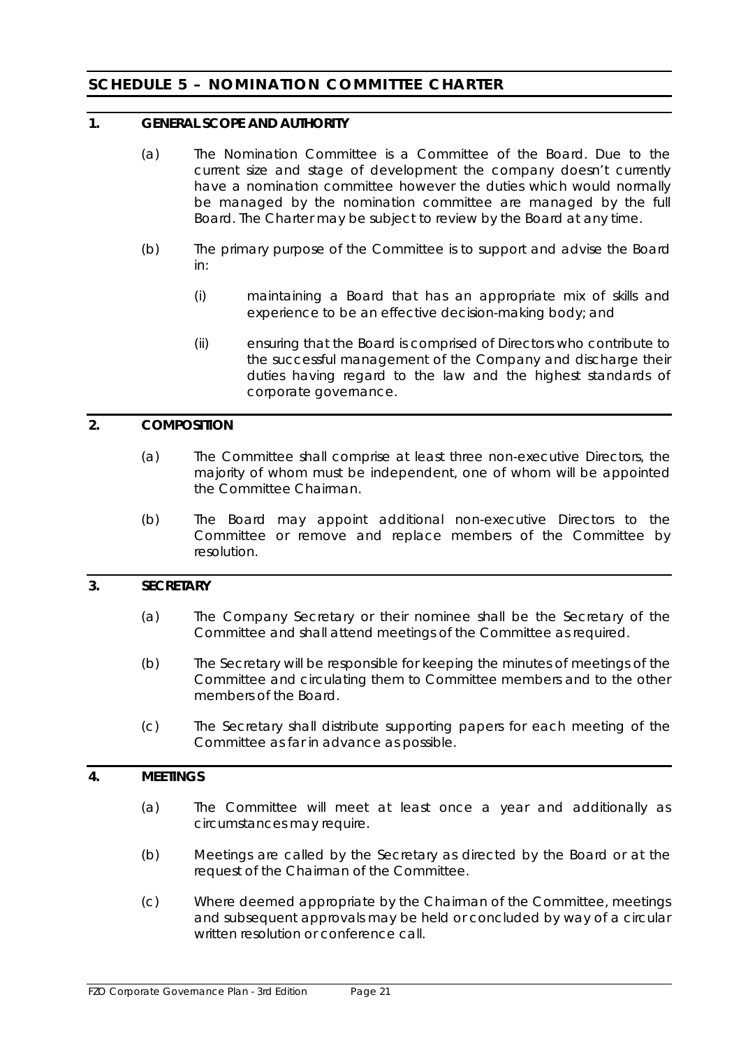# SCHEDULE 5 – NOMINATION COMMITTEE CHARTER

## 1. GENERAL SCOPE AND AUTHORITY

(a) The Nomination Committee is a Committee of the Board. Due to the current size and stage of development the company doesn't currently have a nomination committee however the duties which would normally be managed by the nomination committee are managed by the full Board. The Charter may be subject to review by the Board at any time.

(b) The primary purpose of the Committee is to support and advise the Board in:

(i) maintaining a Board that has an appropriate mix of skills and experience to be an effective decision-making body; and

(ii) ensuring that the Board is comprised of Directors who contribute to the successful management of the Company and discharge their duties having regard to the law and the highest standards of corporate governance.

## 2. COMPOSITION

(a) The Committee shall comprise at least three non-executive Directors, the majority of whom must be independent, one of whom will be appointed the Committee Chairman.

(b) The Board may appoint additional non-executive Directors to the Committee or remove and replace members of the Committee by resolution.

## 3. SECRETARY

(a) The Company Secretary or their nominee shall be the Secretary of the Committee and shall attend meetings of the Committee as required.

(b) The Secretary will be responsible for keeping the minutes of meetings of the Committee and circulating them to Committee members and to the other members of the Board.

(c) The Secretary shall distribute supporting papers for each meeting of the Committee as far in advance as possible.

## 4. MEETINGS

(a) The Committee will meet at least once a year and additionally as circumstances may require.

(b) Meetings are called by the Secretary as directed by the Board or at the request of the Chairman of the Committee.

(c) Where deemed appropriate by the Chairman of the Committee, meetings and subsequent approvals may be held or concluded by way of a circular written resolution or conference call.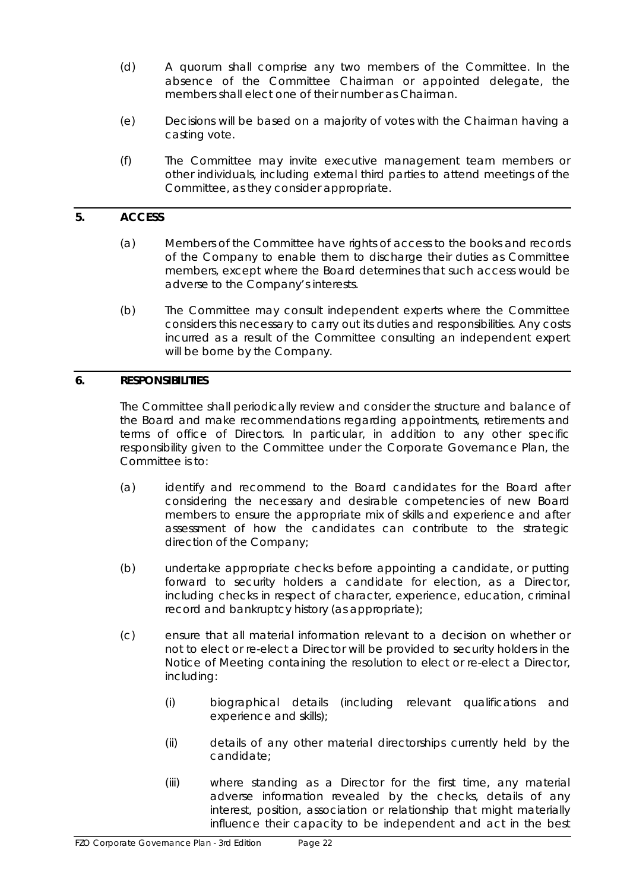(d) A quorum shall comprise any two members of the Committee. In the absence of the Committee Chairman or appointed delegate, the members shall elect one of their number as Chairman.

(e) Decisions will be based on a majority of votes with the Chairman having a casting vote.

(f) The Committee may invite executive management team members or other individuals, including external third parties to attend meetings of the Committee, as they consider appropriate.

## 5. ACCESS

(a) Members of the Committee have rights of access to the books and records of the Company to enable them to discharge their duties as Committee members, except where the Board determines that such access would be adverse to the Company's interests.

(b) The Committee may consult independent experts where the Committee considers this necessary to carry out its duties and responsibilities. Any costs incurred as a result of the Committee consulting an independent expert will be borne by the Company.

## 6. RESPONSIBILITIES

The Committee shall periodically review and consider the structure and balance of the Board and make recommendations regarding appointments, retirements and terms of office of Directors. In particular, in addition to any other specific responsibility given to the Committee under the Corporate Governance Plan, the Committee is to:

(a) identify and recommend to the Board candidates for the Board after considering the necessary and desirable competencies of new Board members to ensure the appropriate mix of skills and experience and after assessment of how the candidates can contribute to the strategic direction of the Company;

(b) undertake appropriate checks before appointing a candidate, or putting forward to security holders a candidate for election, as a Director, including checks in respect of character, experience, education, criminal record and bankruptcy history (as appropriate);

(c) ensure that all material information relevant to a decision on whether or not to elect or re-elect a Director will be provided to security holders in the Notice of Meeting containing the resolution to elect or re-elect a Director, including:

  (i) biographical details (including relevant qualifications and experience and skills);

  (ii) details of any other material directorships currently held by the candidate;

  (iii) where standing as a Director for the first time, any material adverse information revealed by the checks, details of any interest, position, association or relationship that might materially influence their capacity to be independent and act in the best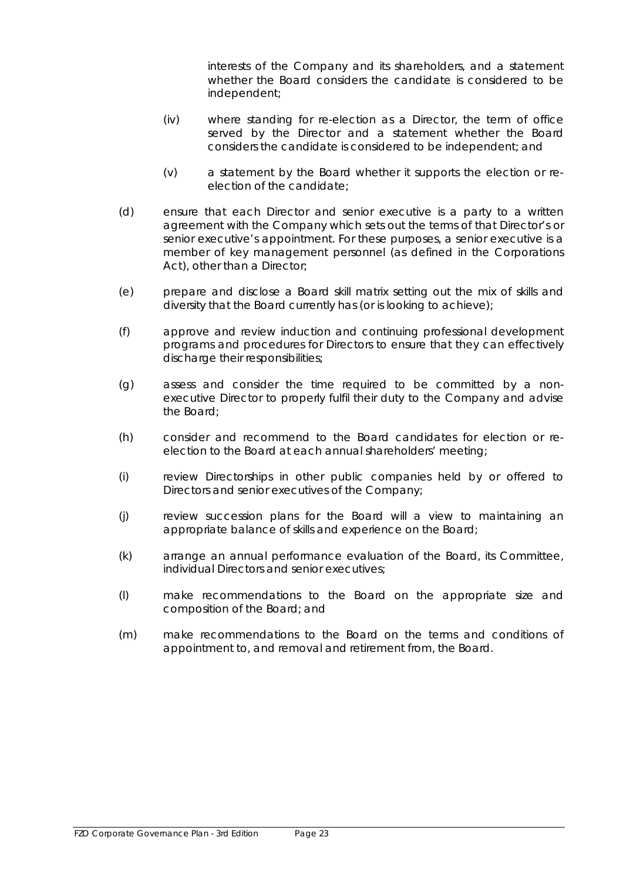interests of the Company and its shareholders, and a statement whether the Board considers the candidate is considered to be independent;

(iv) where standing for re-election as a Director, the term of office served by the Director and a statement whether the Board considers the candidate is considered to be independent; and

(v) a statement by the Board whether it supports the election or re-election of the candidate;

(d) ensure that each Director and senior executive is a party to a written agreement with the Company which sets out the terms of that Director's or senior executive's appointment. For these purposes, a senior executive is a member of key management personnel (as defined in the Corporations Act), other than a Director;

(e) prepare and disclose a Board skill matrix setting out the mix of skills and diversity that the Board currently has (or is looking to achieve);

(f) approve and review induction and continuing professional development programs and procedures for Directors to ensure that they can effectively discharge their responsibilities;

(g) assess and consider the time required to be committed by a non-executive Director to properly fulfil their duty to the Company and advise the Board;

(h) consider and recommend to the Board candidates for election or re-election to the Board at each annual shareholders' meeting;

(i) review Directorships in other public companies held by or offered to Directors and senior executives of the Company;

(j) review succession plans for the Board will a view to maintaining an appropriate balance of skills and experience on the Board;

(k) arrange an annual performance evaluation of the Board, its Committee, individual Directors and senior executives;

(l) make recommendations to the Board on the appropriate size and composition of the Board; and

(m) make recommendations to the Board on the terms and conditions of appointment to, and removal and retirement from, the Board.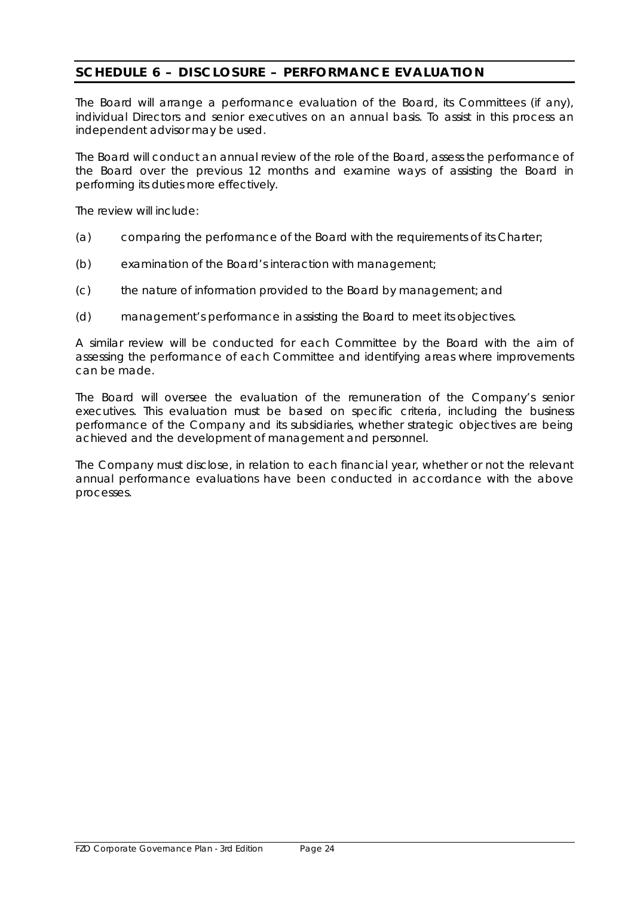## SCHEDULE 6 – DISCLOSURE – PERFORMANCE EVALUATION

The Board will arrange a performance evaluation of the Board, its Committees (if any), individual Directors and senior executives on an annual basis. To assist in this process an independent advisor may be used.

The Board will conduct an annual review of the role of the Board, assess the performance of the Board over the previous 12 months and examine ways of assisting the Board in performing its duties more effectively.

The review will include:

(a) comparing the performance of the Board with the requirements of its Charter;

(b) examination of the Board's interaction with management;

(c) the nature of information provided to the Board by management; and

(d) management's performance in assisting the Board to meet its objectives.

A similar review will be conducted for each Committee by the Board with the aim of assessing the performance of each Committee and identifying areas where improvements can be made.

The Board will oversee the evaluation of the remuneration of the Company's senior executives. This evaluation must be based on specific criteria, including the business performance of the Company and its subsidiaries, whether strategic objectives are being achieved and the development of management and personnel.

The Company must disclose, in relation to each financial year, whether or not the relevant annual performance evaluations have been conducted in accordance with the above processes.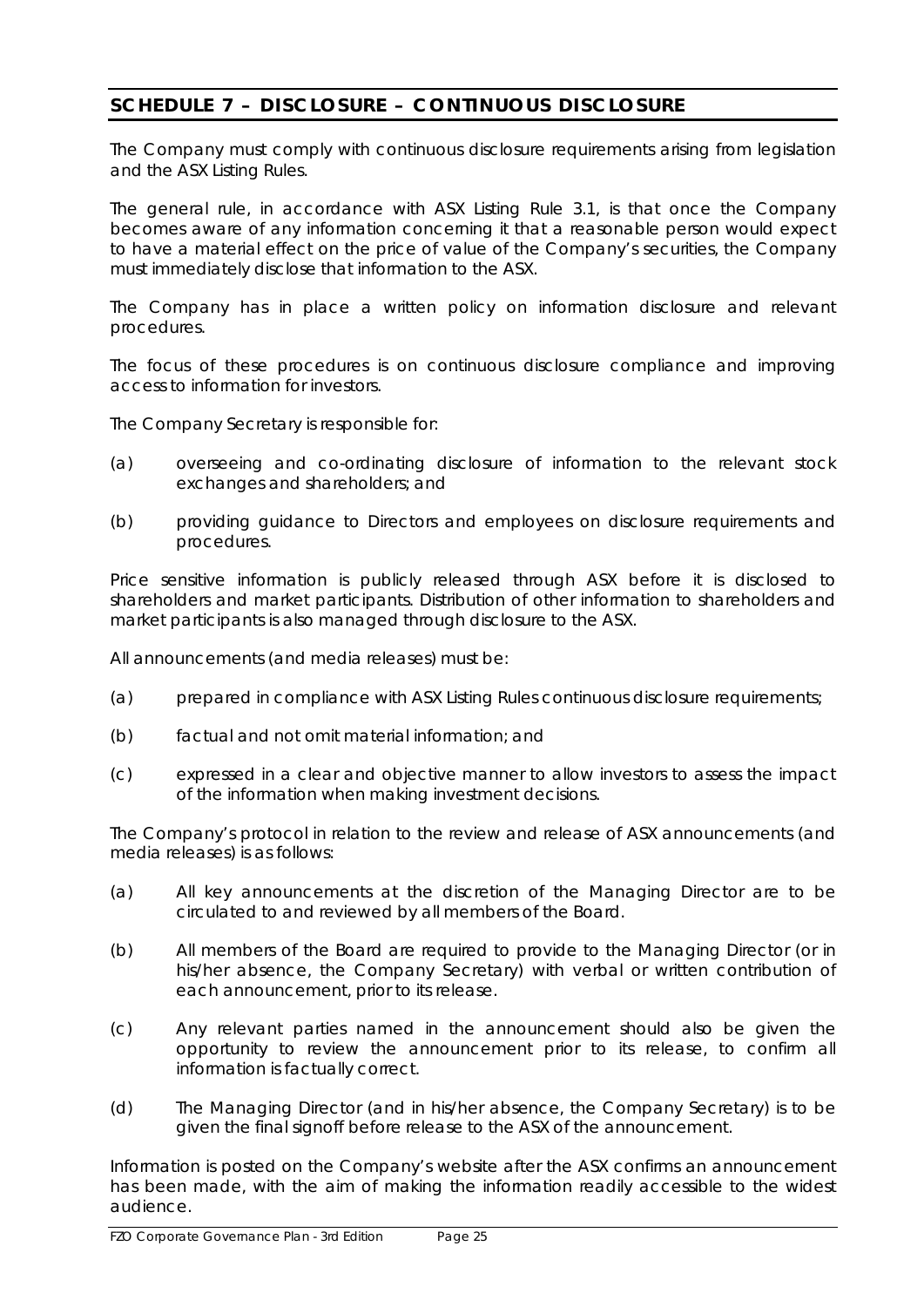## SCHEDULE 7 – DISCLOSURE – CONTINUOUS DISCLOSURE

The Company must comply with continuous disclosure requirements arising from legislation and the ASX Listing Rules.

The general rule, in accordance with ASX Listing Rule 3.1, is that once the Company becomes aware of any information concerning it that a reasonable person would expect to have a material effect on the price of value of the Company's securities, the Company must immediately disclose that information to the ASX.

The Company has in place a written policy on information disclosure and relevant procedures.

The focus of these procedures is on continuous disclosure compliance and improving access to information for investors.

The Company Secretary is responsible for:

(a) overseeing and co-ordinating disclosure of information to the relevant stock exchanges and shareholders; and

(b) providing guidance to Directors and employees on disclosure requirements and procedures.

Price sensitive information is publicly released through ASX before it is disclosed to shareholders and market participants. Distribution of other information to shareholders and market participants is also managed through disclosure to the ASX.

All announcements (and media releases) must be:

(a) prepared in compliance with ASX Listing Rules continuous disclosure requirements;

(b) factual and not omit material information; and

(c) expressed in a clear and objective manner to allow investors to assess the impact of the information when making investment decisions.

The Company's protocol in relation to the review and release of ASX announcements (and media releases) is as follows:

(a) All key announcements at the discretion of the Managing Director are to be circulated to and reviewed by all members of the Board.

(b) All members of the Board are required to provide to the Managing Director (or in his/her absence, the Company Secretary) with verbal or written contribution of each announcement, prior to its release.

(c) Any relevant parties named in the announcement should also be given the opportunity to review the announcement prior to its release, to confirm all information is factually correct.

(d) The Managing Director (and in his/her absence, the Company Secretary) is to be given the final signoff before release to the ASX of the announcement.

Information is posted on the Company's website after the ASX confirms an announcement has been made, with the aim of making the information readily accessible to the widest audience.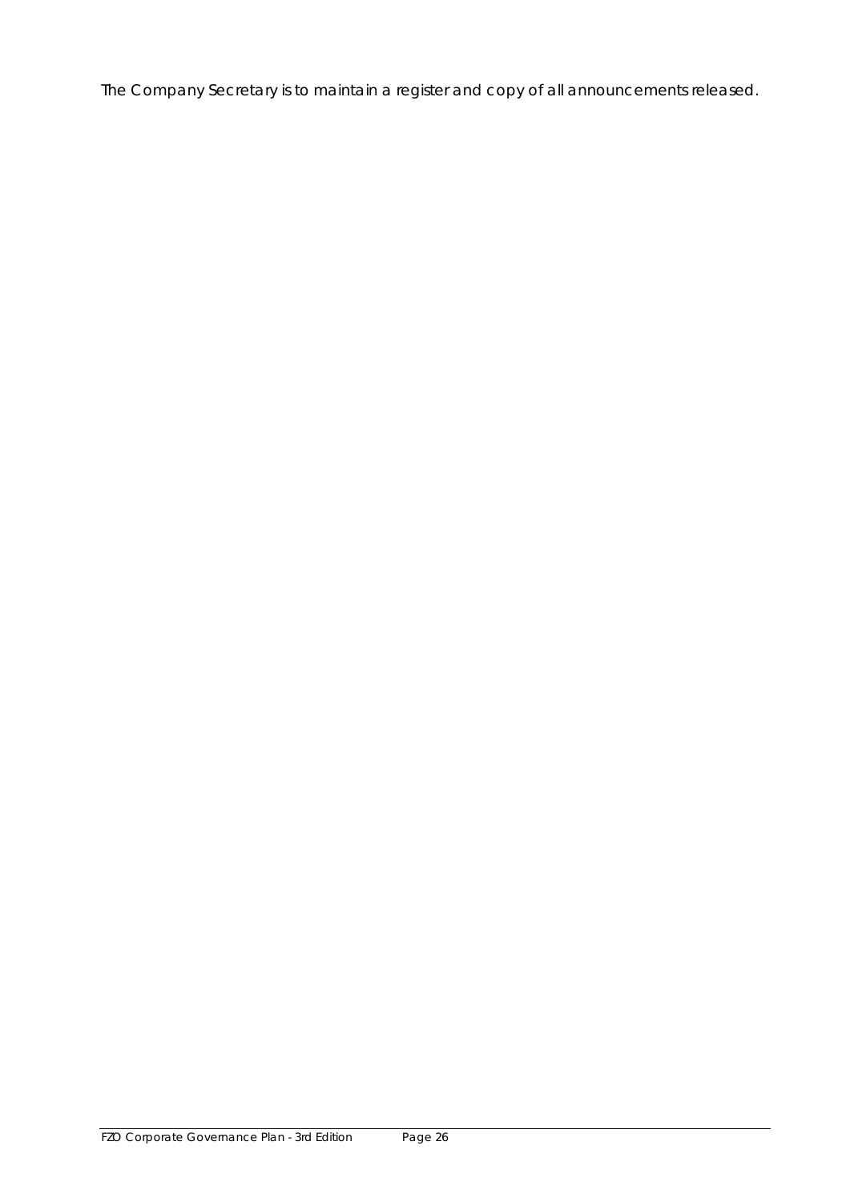The Company Secretary is to maintain a register and copy of all announcements released.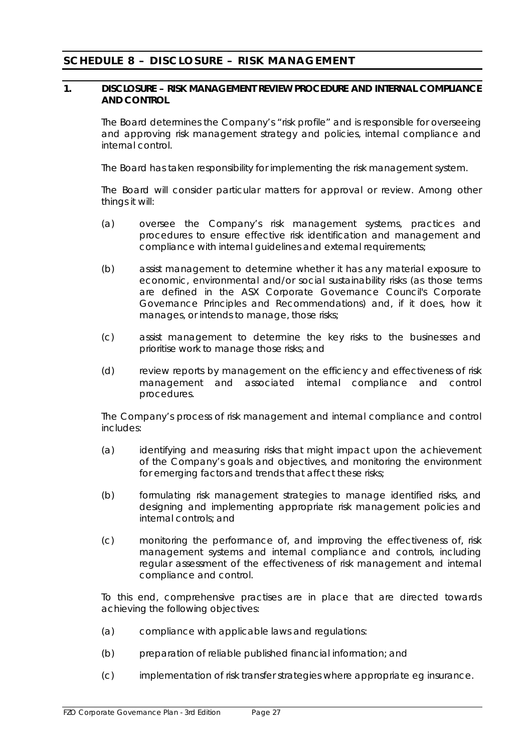# SCHEDULE 8 – DISCLOSURE – RISK MANAGEMENT

## 1. DISCLOSURE – RISK MANAGEMENT REVIEW PROCEDURE AND INTERNAL COMPLIANCE AND CONTROL

The Board determines the Company's "risk profile" and is responsible for overseeing and approving risk management strategy and policies, internal compliance and internal control.

The Board has taken responsibility for implementing the risk management system.

The Board will consider particular matters for approval or review. Among other things it will:

(a) oversee the Company's risk management systems, practices and procedures to ensure effective risk identification and management and compliance with internal guidelines and external requirements;

(b) assist management to determine whether it has any material exposure to economic, environmental and/or social sustainability risks (as those terms are defined in the ASX Corporate Governance Council's Corporate Governance Principles and Recommendations) and, if it does, how it manages, or intends to manage, those risks;

(c) assist management to determine the key risks to the businesses and prioritise work to manage those risks; and

(d) review reports by management on the efficiency and effectiveness of risk management and associated internal compliance and control procedures.

The Company's process of risk management and internal compliance and control includes:

(a) identifying and measuring risks that might impact upon the achievement of the Company's goals and objectives, and monitoring the environment for emerging factors and trends that affect these risks;

(b) formulating risk management strategies to manage identified risks, and designing and implementing appropriate risk management policies and internal controls; and

(c) monitoring the performance of, and improving the effectiveness of, risk management systems and internal compliance and controls, including regular assessment of the effectiveness of risk management and internal compliance and control.

To this end, comprehensive practises are in place that are directed towards achieving the following objectives:

(a) compliance with applicable laws and regulations:

(b) preparation of reliable published financial information; and

(c) implementation of risk transfer strategies where appropriate eg insurance.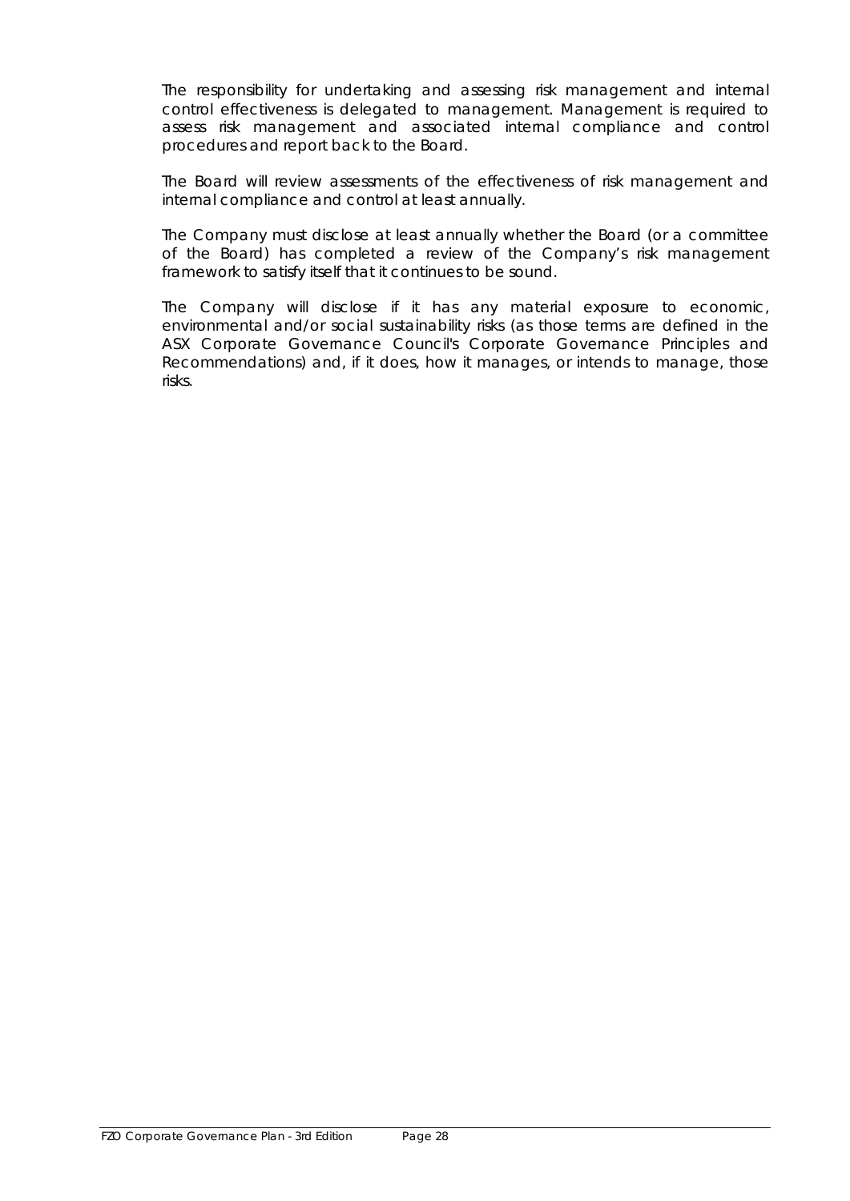The responsibility for undertaking and assessing risk management and internal control effectiveness is delegated to management. Management is required to assess risk management and associated internal compliance and control procedures and report back to the Board.

The Board will review assessments of the effectiveness of risk management and internal compliance and control at least annually.

The Company must disclose at least annually whether the Board (or a committee of the Board) has completed a review of the Company's risk management framework to satisfy itself that it continues to be sound.

The Company will disclose if it has any material exposure to economic, environmental and/or social sustainability risks (as those terms are defined in the ASX Corporate Governance Council's Corporate Governance Principles and Recommendations) and, if it does, how it manages, or intends to manage, those risks.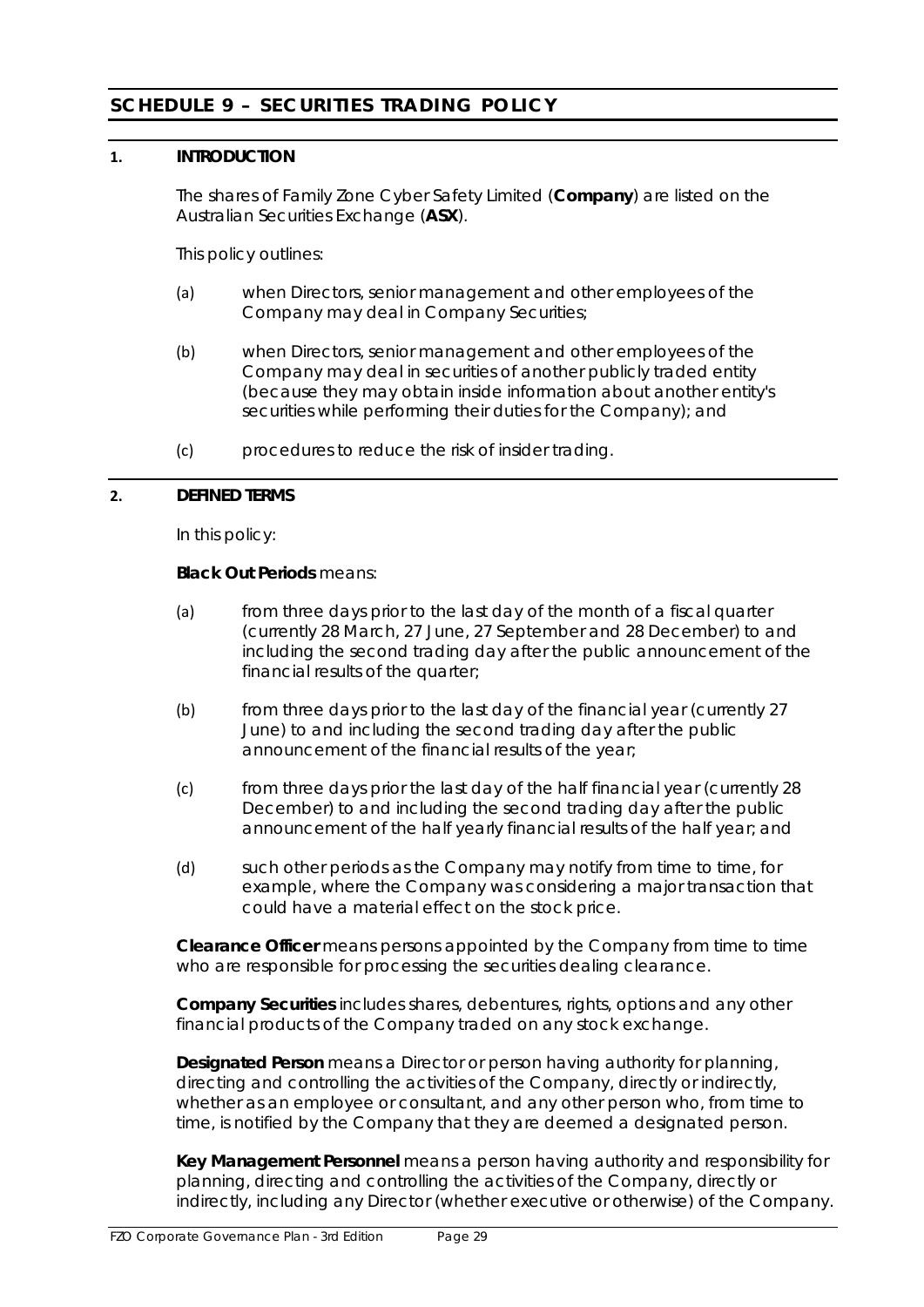# SCHEDULE 9 – SECURITIES TRADING POLICY

## 1. INTRODUCTION

The shares of Family Zone Cyber Safety Limited (**Company**) are listed on the Australian Securities Exchange (**ASX**).

This policy outlines:

(a) when Directors, senior management and other employees of the Company may deal in Company Securities;

(b) when Directors, senior management and other employees of the Company may deal in securities of another publicly traded entity (because they may obtain inside information about another entity's securities while performing their duties for the Company); and

(c) procedures to reduce the risk of insider trading.

## 2. DEFINED TERMS

In this policy:

**Black Out Periods** means:

(a) from three days prior to the last day of the month of a fiscal quarter (currently 28 March, 27 June, 27 September and 28 December) to and including the second trading day after the public announcement of the financial results of the quarter;

(b) from three days prior to the last day of the financial year (currently 27 June) to and including the second trading day after the public announcement of the financial results of the year;

(c) from three days prior the last day of the half financial year (currently 28 December) to and including the second trading day after the public announcement of the half yearly financial results of the half year; and

(d) such other periods as the Company may notify from time to time, for example, where the Company was considering a major transaction that could have a material effect on the stock price.

**Clearance Officer** means persons appointed by the Company from time to time who are responsible for processing the securities dealing clearance.

**Company Securities** includes shares, debentures, rights, options and any other financial products of the Company traded on any stock exchange.

**Designated Person** means a Director or person having authority for planning, directing and controlling the activities of the Company, directly or indirectly, whether as an employee or consultant, and any other person who, from time to time, is notified by the Company that they are deemed a designated person.

**Key Management Personnel** means a person having authority and responsibility for planning, directing and controlling the activities of the Company, directly or indirectly, including any Director (whether executive or otherwise) of the Company.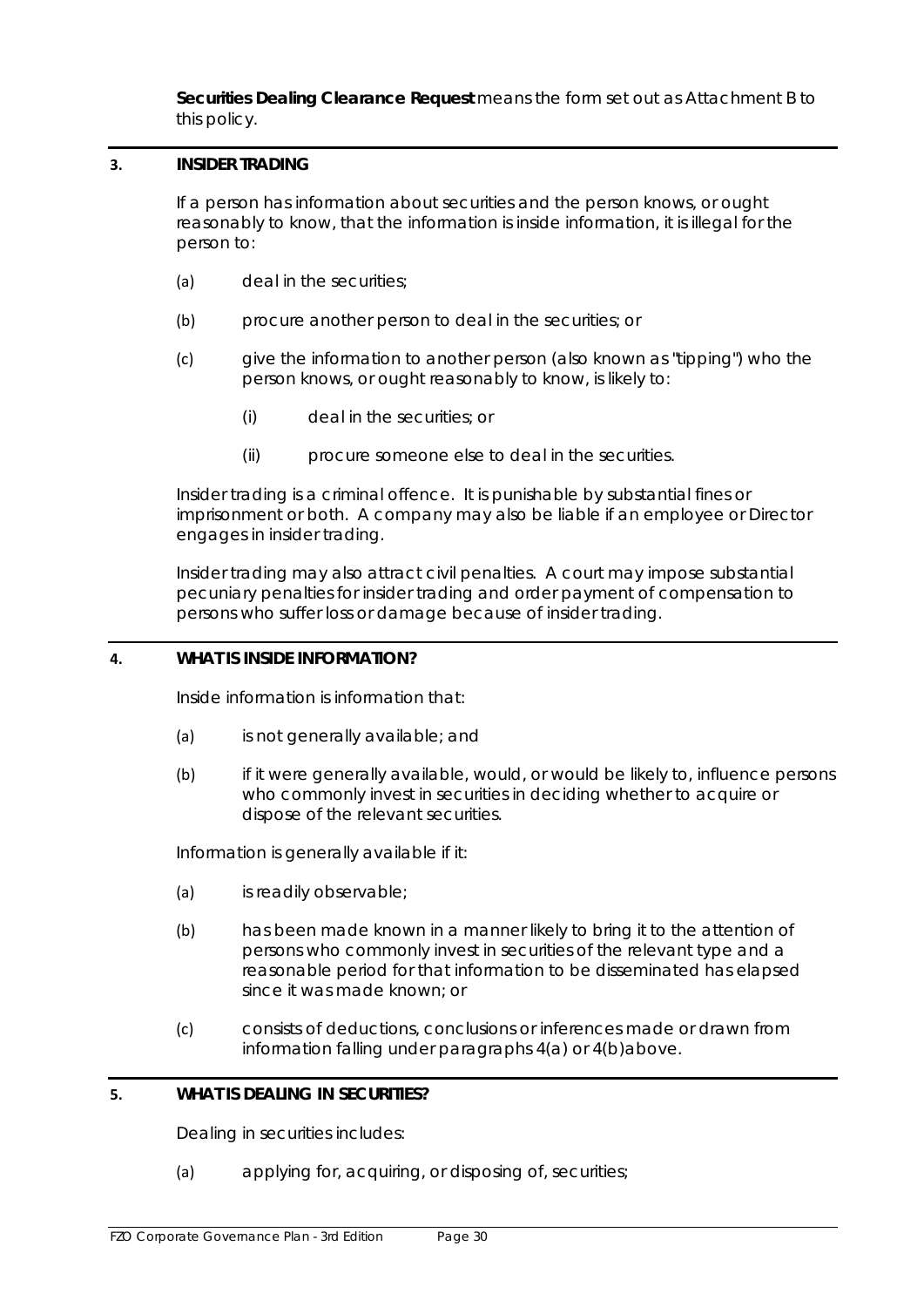**Securities Dealing Clearance Request** means the form set out as Attachment B to this policy.

## 3. INSIDER TRADING

If a person has information about securities and the person knows, or ought reasonably to know, that the information is inside information, it is illegal for the person to:

(a) deal in the securities;

(b) procure another person to deal in the securities; or

(c) give the information to another person (also known as "tipping") who the person knows, or ought reasonably to know, is likely to:

 (i) deal in the securities; or

 (ii) procure someone else to deal in the securities.

Insider trading is a criminal offence. It is punishable by substantial fines or imprisonment or both. A company may also be liable if an employee or Director engages in insider trading.

Insider trading may also attract civil penalties. A court may impose substantial pecuniary penalties for insider trading and order payment of compensation to persons who suffer loss or damage because of insider trading.

## 4. WHAT IS INSIDE INFORMATION?

Inside information is information that:

(a) is not generally available; and

(b) if it were generally available, would, or would be likely to, influence persons who commonly invest in securities in deciding whether to acquire or dispose of the relevant securities.

Information is generally available if it:

(a) is readily observable;

(b) has been made known in a manner likely to bring it to the attention of persons who commonly invest in securities of the relevant type and a reasonable period for that information to be disseminated has elapsed since it was made known; or

(c) consists of deductions, conclusions or inferences made or drawn from information falling under paragraphs 4(a) or 4(b)above.

## 5. WHAT IS DEALING IN SECURITIES?

Dealing in securities includes:

(a) applying for, acquiring, or disposing of, securities;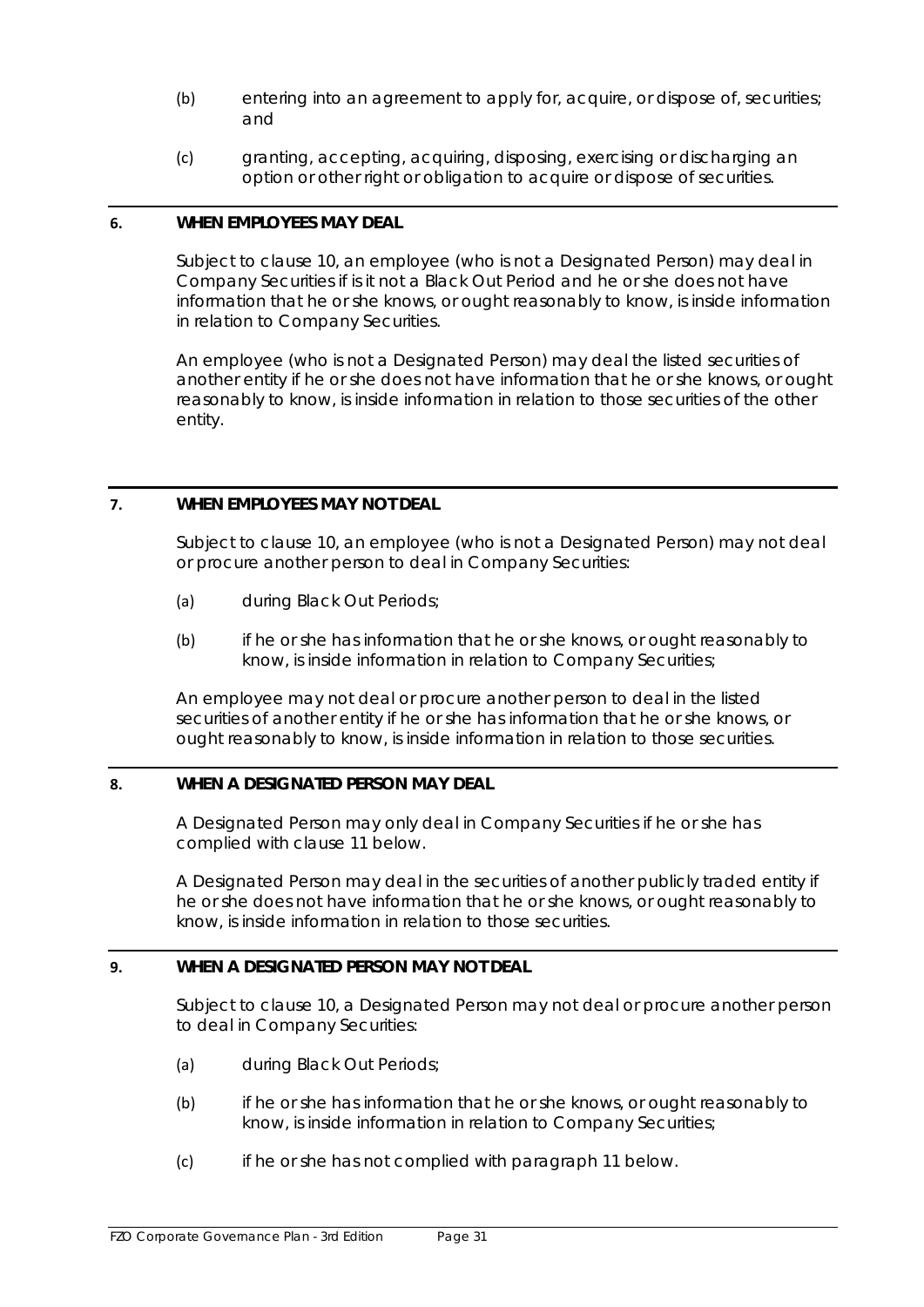(b) entering into an agreement to apply for, acquire, or dispose of, securities; and

(c) granting, accepting, acquiring, disposing, exercising or discharging an option or other right or obligation to acquire or dispose of securities.

## 6. WHEN EMPLOYEES MAY DEAL

Subject to clause 10, an employee (who is not a Designated Person) may deal in Company Securities if is it not a Black Out Period and he or she does not have information that he or she knows, or ought reasonably to know, is inside information in relation to Company Securities.

An employee (who is not a Designated Person) may deal the listed securities of another entity if he or she does not have information that he or she knows, or ought reasonably to know, is inside information in relation to those securities of the other entity.

## 7. WHEN EMPLOYEES MAY NOT DEAL

Subject to clause 10, an employee (who is not a Designated Person) may not deal or procure another person to deal in Company Securities:

(a) during Black Out Periods;

(b) if he or she has information that he or she knows, or ought reasonably to know, is inside information in relation to Company Securities;

An employee may not deal or procure another person to deal in the listed securities of another entity if he or she has information that he or she knows, or ought reasonably to know, is inside information in relation to those securities.

## 8. WHEN A DESIGNATED PERSON MAY DEAL

A Designated Person may only deal in Company Securities if he or she has complied with clause 11 below.

A Designated Person may deal in the securities of another publicly traded entity if he or she does not have information that he or she knows, or ought reasonably to know, is inside information in relation to those securities.

## 9. WHEN A DESIGNATED PERSON MAY NOT DEAL

Subject to clause 10, a Designated Person may not deal or procure another person to deal in Company Securities:

(a) during Black Out Periods;

(b) if he or she has information that he or she knows, or ought reasonably to know, is inside information in relation to Company Securities;

(c) if he or she has not complied with paragraph 11 below.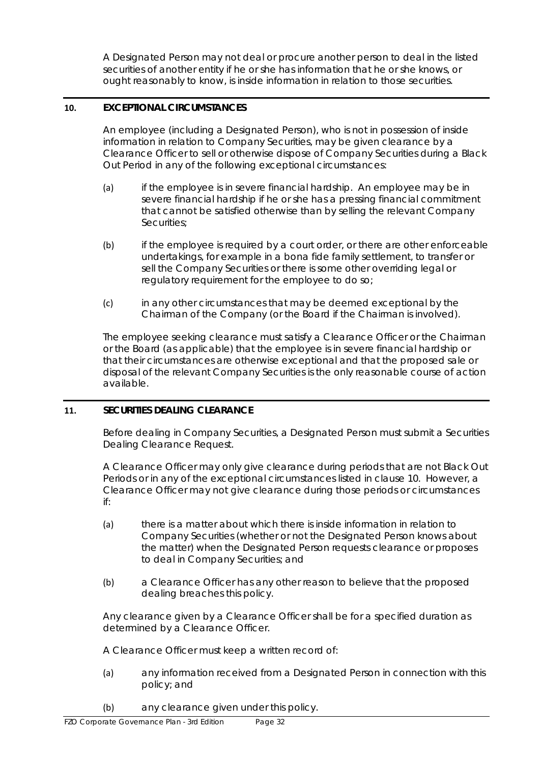A Designated Person may not deal or procure another person to deal in the listed securities of another entity if he or she has information that he or she knows, or ought reasonably to know, is inside information in relation to those securities.

## 10. EXCEPTIONAL CIRCUMSTANCES

An employee (including a Designated Person), who is not in possession of inside information in relation to Company Securities, may be given clearance by a Clearance Officer to sell or otherwise dispose of Company Securities during a Black Out Period in any of the following exceptional circumstances:

(a) if the employee is in severe financial hardship. An employee may be in severe financial hardship if he or she has a pressing financial commitment that cannot be satisfied otherwise than by selling the relevant Company Securities;

(b) if the employee is required by a court order, or there are other enforceable undertakings, for example in a bona fide family settlement, to transfer or sell the Company Securities or there is some other overriding legal or regulatory requirement for the employee to do so;

(c) in any other circumstances that may be deemed exceptional by the Chairman of the Company (or the Board if the Chairman is involved).

The employee seeking clearance must satisfy a Clearance Officer or the Chairman or the Board (as applicable) that the employee is in severe financial hardship or that their circumstances are otherwise exceptional and that the proposed sale or disposal of the relevant Company Securities is the only reasonable course of action available.

## 11. SECURITIES DEALING CLEARANCE

Before dealing in Company Securities, a Designated Person must submit a Securities Dealing Clearance Request.

A Clearance Officer may only give clearance during periods that are not Black Out Periods or in any of the exceptional circumstances listed in clause 10. However, a Clearance Officer may not give clearance during those periods or circumstances if:

(a) there is a matter about which there is inside information in relation to Company Securities (whether or not the Designated Person knows about the matter) when the Designated Person requests clearance or proposes to deal in Company Securities; and

(b) a Clearance Officer has any other reason to believe that the proposed dealing breaches this policy.

Any clearance given by a Clearance Officer shall be for a specified duration as determined by a Clearance Officer.

A Clearance Officer must keep a written record of:

(a) any information received from a Designated Person in connection with this policy; and

(b) any clearance given under this policy.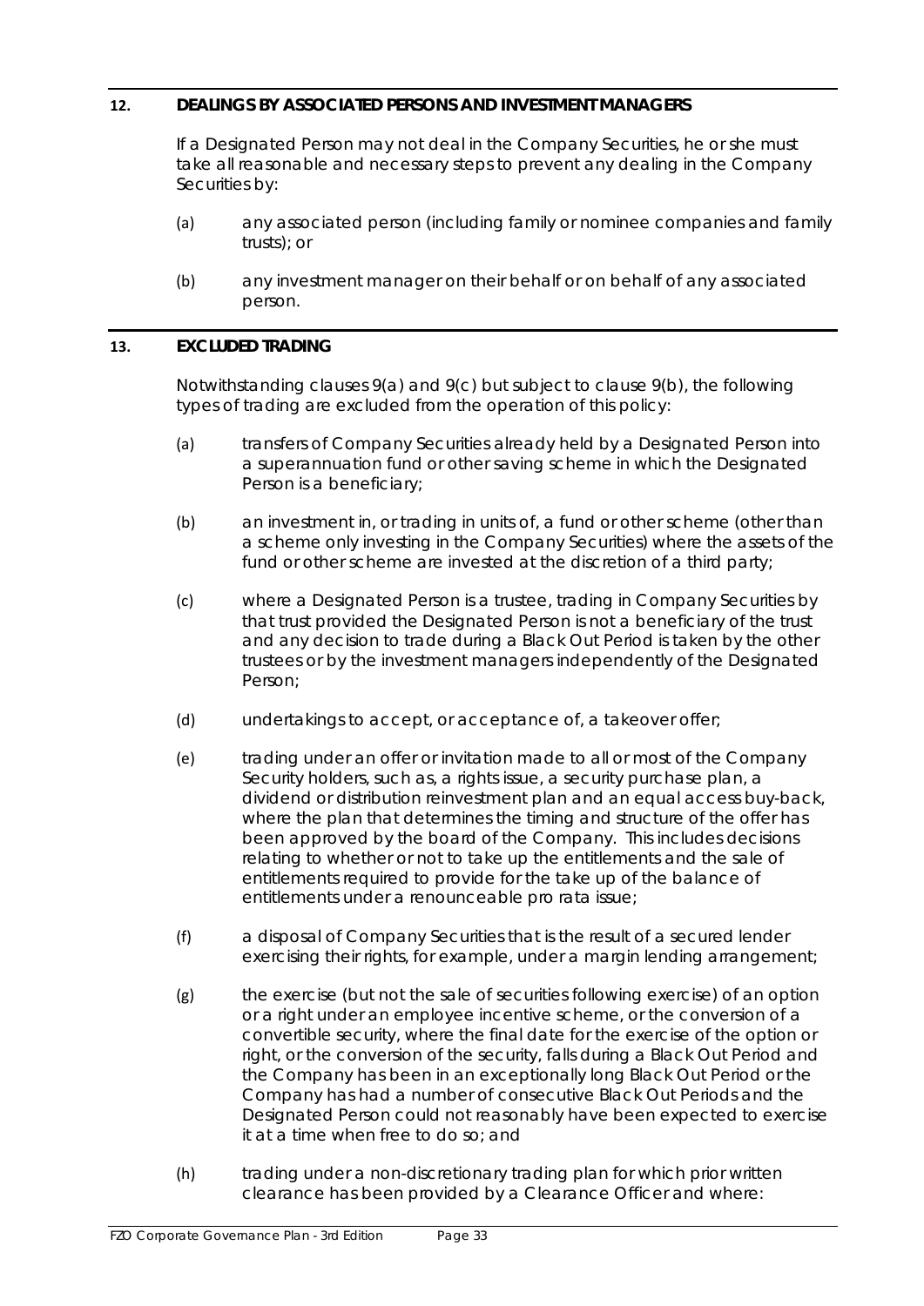## 12. DEALINGS BY ASSOCIATED PERSONS AND INVESTMENT MANAGERS

If a Designated Person may not deal in the Company Securities, he or she must take all reasonable and necessary steps to prevent any dealing in the Company Securities by:

(a) any associated person (including family or nominee companies and family trusts); or

(b) any investment manager on their behalf or on behalf of any associated person.

## 13. EXCLUDED TRADING

Notwithstanding clauses 9(a) and 9(c) but subject to clause 9(b), the following types of trading are excluded from the operation of this policy:

(a) transfers of Company Securities already held by a Designated Person into a superannuation fund or other saving scheme in which the Designated Person is a beneficiary;

(b) an investment in, or trading in units of, a fund or other scheme (other than a scheme only investing in the Company Securities) where the assets of the fund or other scheme are invested at the discretion of a third party;

(c) where a Designated Person is a trustee, trading in Company Securities by that trust provided the Designated Person is not a beneficiary of the trust and any decision to trade during a Black Out Period is taken by the other trustees or by the investment managers independently of the Designated Person;

(d) undertakings to accept, or acceptance of, a takeover offer;

(e) trading under an offer or invitation made to all or most of the Company Security holders, such as, a rights issue, a security purchase plan, a dividend or distribution reinvestment plan and an equal access buy-back, where the plan that determines the timing and structure of the offer has been approved by the board of the Company. This includes decisions relating to whether or not to take up the entitlements and the sale of entitlements required to provide for the take up of the balance of entitlements under a renounceable pro rata issue;

(f) a disposal of Company Securities that is the result of a secured lender exercising their rights, for example, under a margin lending arrangement;

(g) the exercise (but not the sale of securities following exercise) of an option or a right under an employee incentive scheme, or the conversion of a convertible security, where the final date for the exercise of the option or right, or the conversion of the security, falls during a Black Out Period and the Company has been in an exceptionally long Black Out Period or the Company has had a number of consecutive Black Out Periods and the Designated Person could not reasonably have been expected to exercise it at a time when free to do so; and

(h) trading under a non-discretionary trading plan for which prior written clearance has been provided by a Clearance Officer and where: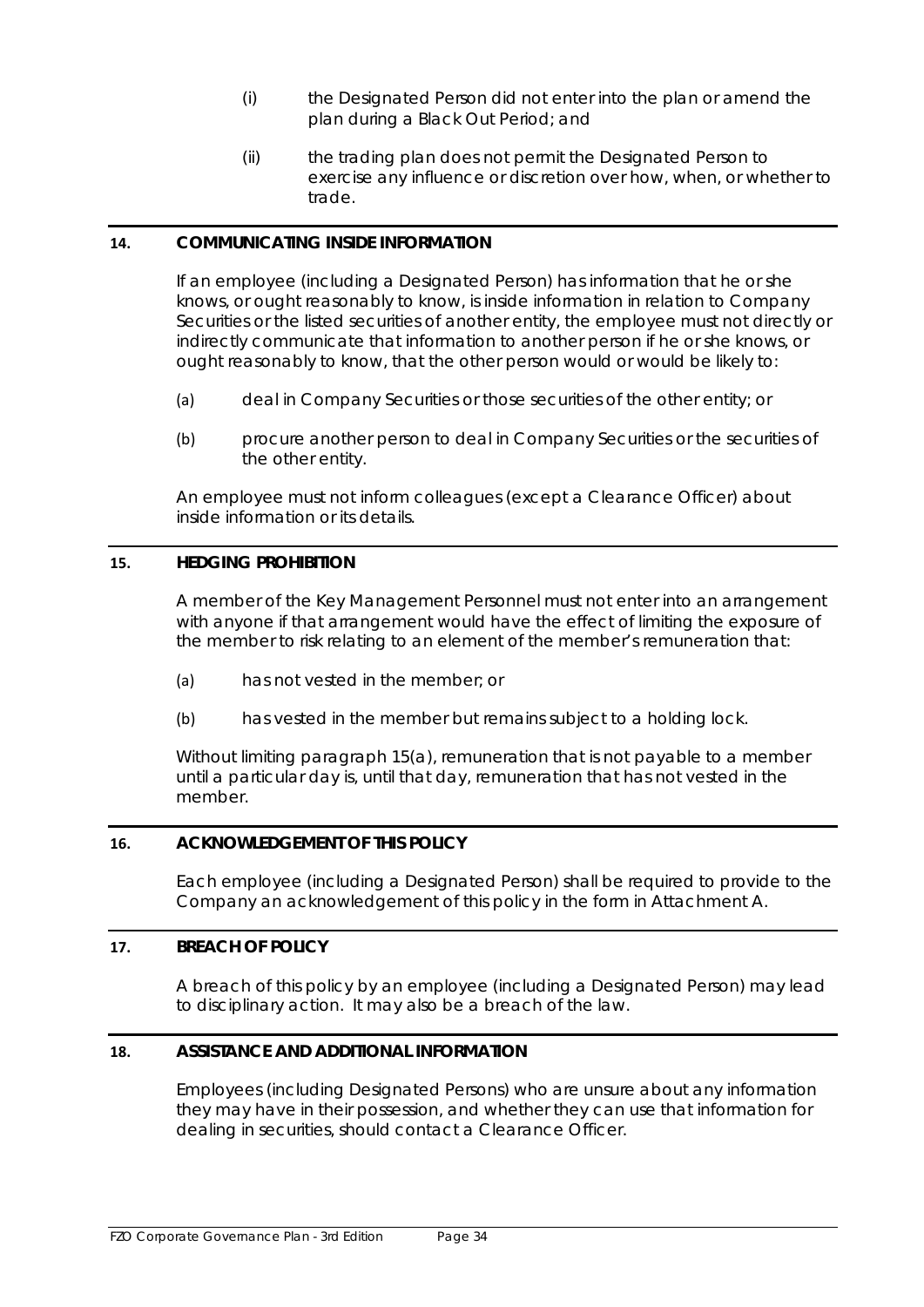(i) the Designated Person did not enter into the plan or amend the plan during a Black Out Period; and

(ii) the trading plan does not permit the Designated Person to exercise any influence or discretion over how, when, or whether to trade.

## 14. COMMUNICATING INSIDE INFORMATION

If an employee (including a Designated Person) has information that he or she knows, or ought reasonably to know, is inside information in relation to Company Securities or the listed securities of another entity, the employee must not directly or indirectly communicate that information to another person if he or she knows, or ought reasonably to know, that the other person would or would be likely to:

(a) deal in Company Securities or those securities of the other entity; or

(b) procure another person to deal in Company Securities or the securities of the other entity.

An employee must not inform colleagues (except a Clearance Officer) about inside information or its details.

## 15. HEDGING PROHIBITION

A member of the Key Management Personnel must not enter into an arrangement with anyone if that arrangement would have the effect of limiting the exposure of the member to risk relating to an element of the member's remuneration that:

(a) has not vested in the member; or

(b) has vested in the member but remains subject to a holding lock.

Without limiting paragraph 15(a), remuneration that is not payable to a member until a particular day is, until that day, remuneration that has not vested in the member.

## 16. ACKNOWLEDGEMENT OF THIS POLICY

Each employee (including a Designated Person) shall be required to provide to the Company an acknowledgement of this policy in the form in Attachment A.

## 17. BREACH OF POLICY

A breach of this policy by an employee (including a Designated Person) may lead to disciplinary action. It may also be a breach of the law.

## 18. ASSISTANCE AND ADDITIONAL INFORMATION

Employees (including Designated Persons) who are unsure about any information they may have in their possession, and whether they can use that information for dealing in securities, should contact a Clearance Officer.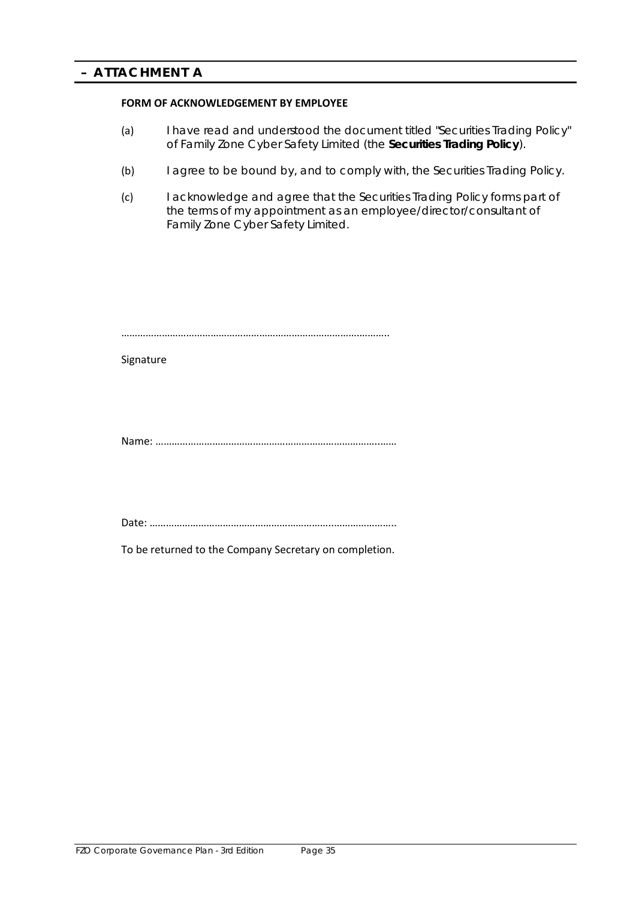## – ATTACHMENT A

**FORM OF ACKNOWLEDGEMENT BY EMPLOYEE**

(a) I have read and understood the document titled "Securities Trading Policy" of Family Zone Cyber Safety Limited (the **Securities Trading Policy**).

(b) I agree to be bound by, and to comply with, the Securities Trading Policy.

(c) I acknowledge and agree that the Securities Trading Policy forms part of the terms of my appointment as an employee/director/consultant of Family Zone Cyber Safety Limited.

…………………………………………………………………………………….

Signature

Name: …………………………………………………………………………….

Date: ……………………………………………………………………………..

To be returned to the Company Secretary on completion.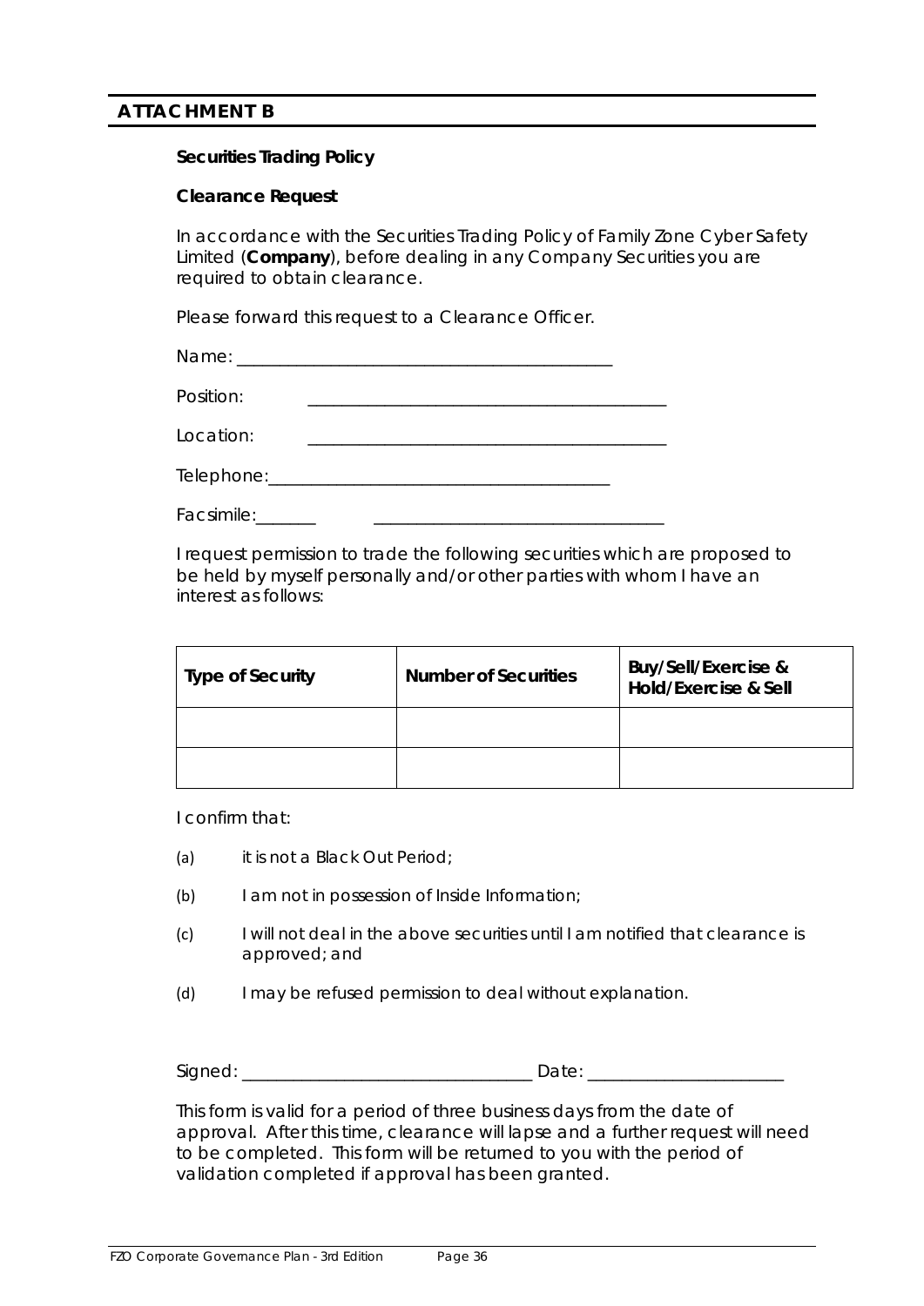## ATTACHMENT B

**Securities Trading Policy**

**Clearance Request**

In accordance with the Securities Trading Policy of Family Zone Cyber Safety Limited (**Company**), before dealing in any Company Securities you are required to obtain clearance.

Please forward this request to a Clearance Officer.

Name: ___________________________________________

Position: ___________________________________________

Location: ___________________________________________

Telephone: ___________________________________________

Facsimile: _______ _________________________________

I request permission to trade the following securities which are proposed to be held by myself personally and/or other parties with whom I have an interest as follows:

| Type of Security | Number of Securities | Buy/Sell/Exercise & Hold/Exercise & Sell |
|---|---|---|
| | | |
| | | |

I confirm that:

(a) it is not a Black Out Period;

(b) I am not in possession of Inside Information;

(c) I will not deal in the above securities until I am notified that clearance is approved; and

(d) I may be refused permission to deal without explanation.

Signed: _________________________________ Date: ______________________

This form is valid for a period of three business days from the date of approval. After this time, clearance will lapse and a further request will need to be completed. This form will be returned to you with the period of validation completed if approval has been granted.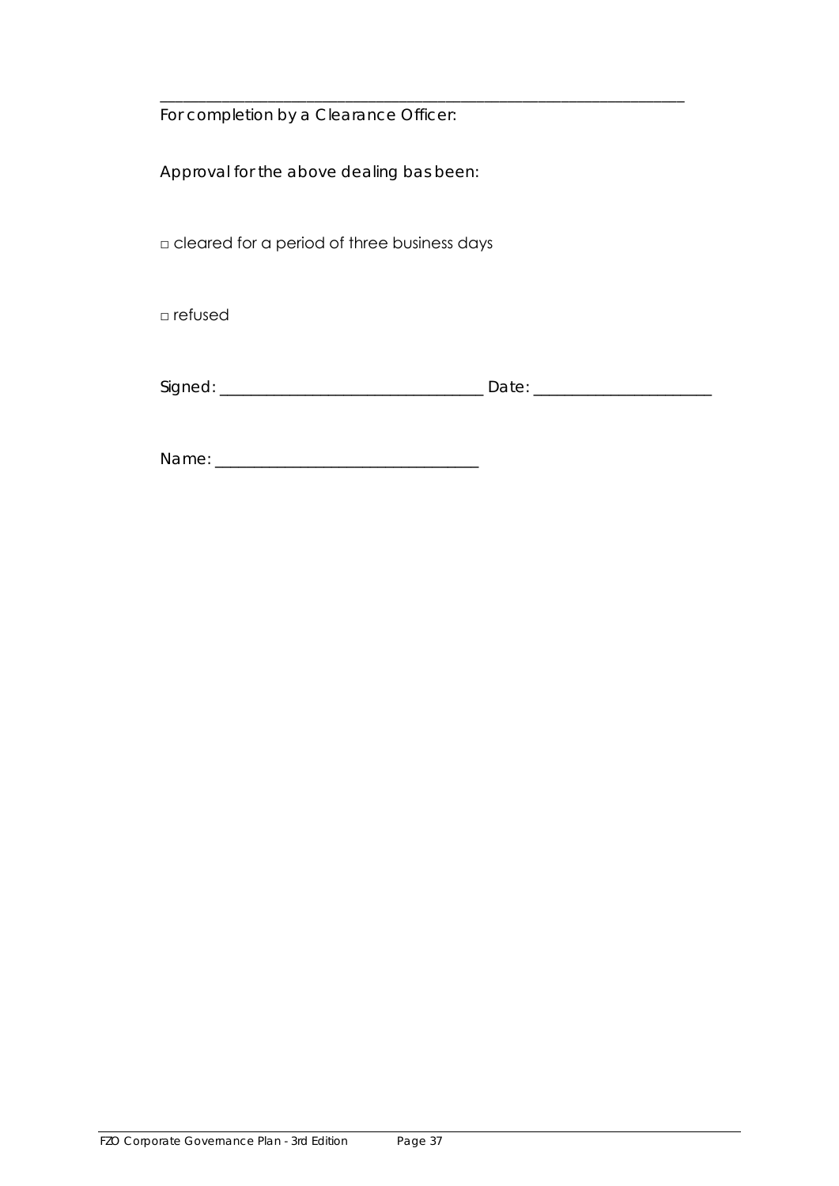___

For completion by a Clearance Officer:

Approval for the above dealing bas been:

□ cleared for a period of three business days

□ refused

Signed: ________________________________ Date: _____________________

Name: ________________________________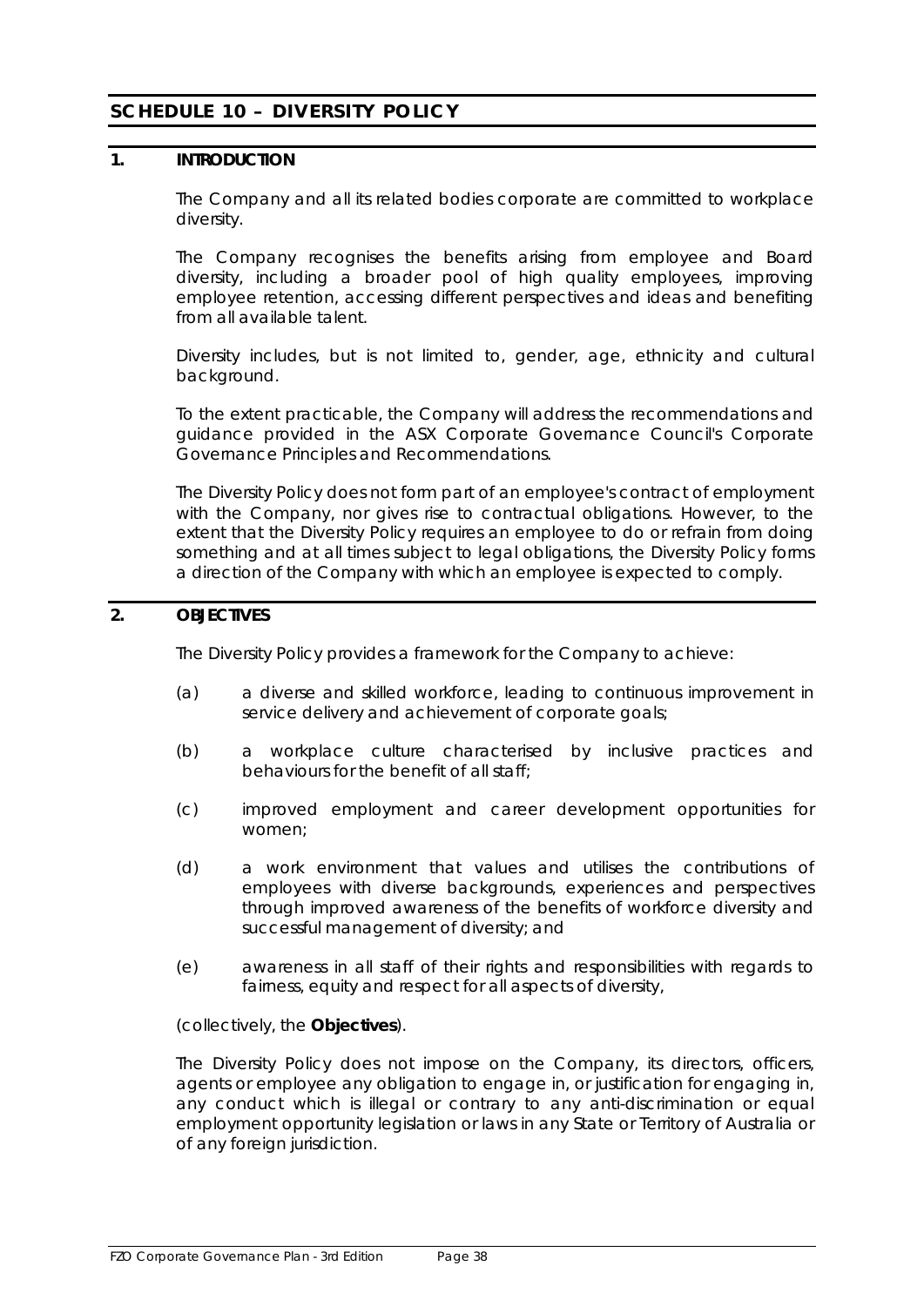# SCHEDULE 10 – DIVERSITY POLICY

## 1. INTRODUCTION

The Company and all its related bodies corporate are committed to workplace diversity.

The Company recognises the benefits arising from employee and Board diversity, including a broader pool of high quality employees, improving employee retention, accessing different perspectives and ideas and benefiting from all available talent.

Diversity includes, but is not limited to, gender, age, ethnicity and cultural background.

To the extent practicable, the Company will address the recommendations and guidance provided in the ASX Corporate Governance Council's Corporate Governance Principles and Recommendations.

The Diversity Policy does not form part of an employee's contract of employment with the Company, nor gives rise to contractual obligations. However, to the extent that the Diversity Policy requires an employee to do or refrain from doing something and at all times subject to legal obligations, the Diversity Policy forms a direction of the Company with which an employee is expected to comply.

## 2. OBJECTIVES

The Diversity Policy provides a framework for the Company to achieve:

(a) a diverse and skilled workforce, leading to continuous improvement in service delivery and achievement of corporate goals;

(b) a workplace culture characterised by inclusive practices and behaviours for the benefit of all staff;

(c) improved employment and career development opportunities for women;

(d) a work environment that values and utilises the contributions of employees with diverse backgrounds, experiences and perspectives through improved awareness of the benefits of workforce diversity and successful management of diversity; and

(e) awareness in all staff of their rights and responsibilities with regards to fairness, equity and respect for all aspects of diversity,

(collectively, the **Objectives**).

The Diversity Policy does not impose on the Company, its directors, officers, agents or employee any obligation to engage in, or justification for engaging in, any conduct which is illegal or contrary to any anti-discrimination or equal employment opportunity legislation or laws in any State or Territory of Australia or of any foreign jurisdiction.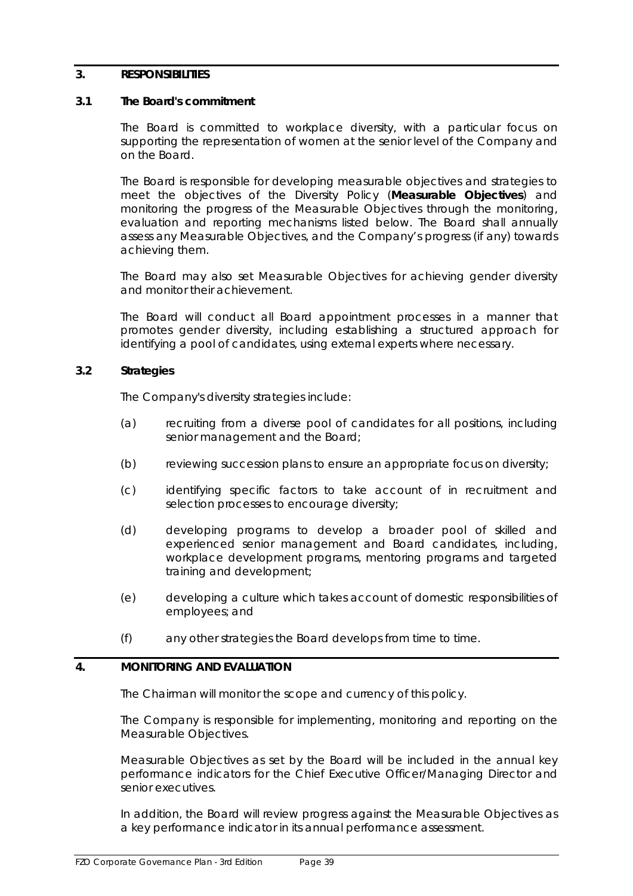## 3. RESPONSIBILITIES

### 3.1 The Board's commitment

The Board is committed to workplace diversity, with a particular focus on supporting the representation of women at the senior level of the Company and on the Board.

The Board is responsible for developing measurable objectives and strategies to meet the objectives of the Diversity Policy (**Measurable Objectives**) and monitoring the progress of the Measurable Objectives through the monitoring, evaluation and reporting mechanisms listed below. The Board shall annually assess any Measurable Objectives, and the Company's progress (if any) towards achieving them.

The Board may also set Measurable Objectives for achieving gender diversity and monitor their achievement.

The Board will conduct all Board appointment processes in a manner that promotes gender diversity, including establishing a structured approach for identifying a pool of candidates, using external experts where necessary.

### 3.2 Strategies

The Company's diversity strategies include:

(a) recruiting from a diverse pool of candidates for all positions, including senior management and the Board;

(b) reviewing succession plans to ensure an appropriate focus on diversity;

(c) identifying specific factors to take account of in recruitment and selection processes to encourage diversity;

(d) developing programs to develop a broader pool of skilled and experienced senior management and Board candidates, including, workplace development programs, mentoring programs and targeted training and development;

(e) developing a culture which takes account of domestic responsibilities of employees; and

(f) any other strategies the Board develops from time to time.

## 4. MONITORING AND EVALUATION

The Chairman will monitor the scope and currency of this policy.

The Company is responsible for implementing, monitoring and reporting on the Measurable Objectives.

Measurable Objectives as set by the Board will be included in the annual key performance indicators for the Chief Executive Officer/Managing Director and senior executives.

In addition, the Board will review progress against the Measurable Objectives as a key performance indicator in its annual performance assessment.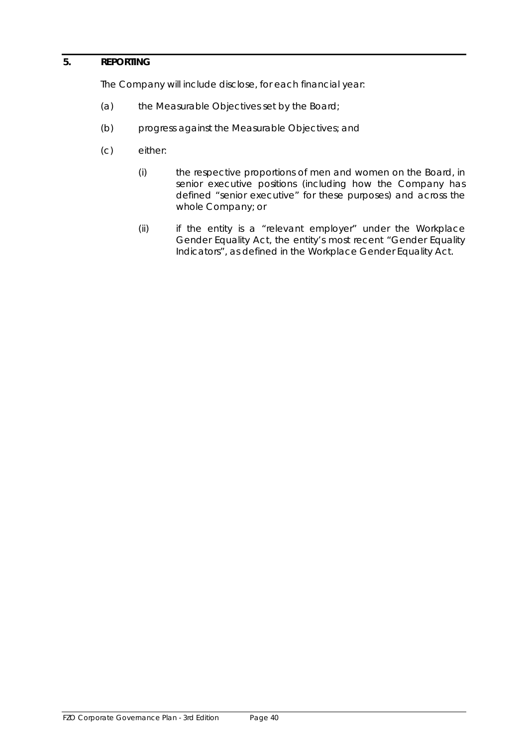## 5. REPORTING

The Company will include disclose, for each financial year:

(a) the Measurable Objectives set by the Board;

(b) progress against the Measurable Objectives; and

(c) either:

   (i) the respective proportions of men and women on the Board, in senior executive positions (including how the Company has defined "senior executive" for these purposes) and across the whole Company; or

   (ii) if the entity is a "relevant employer" under the Workplace Gender Equality Act, the entity's most recent "Gender Equality Indicators", as defined in the Workplace Gender Equality Act.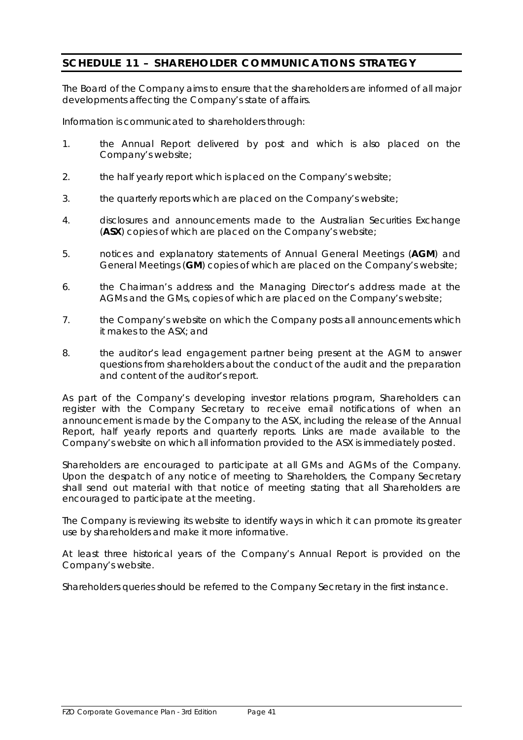## SCHEDULE 11 – SHAREHOLDER COMMUNICATIONS STRATEGY

The Board of the Company aims to ensure that the shareholders are informed of all major developments affecting the Company's state of affairs.

Information is communicated to shareholders through:

1. the Annual Report delivered by post and which is also placed on the Company's website;
2. the half yearly report which is placed on the Company's website;
3. the quarterly reports which are placed on the Company's website;
4. disclosures and announcements made to the Australian Securities Exchange (**ASX**) copies of which are placed on the Company's website;
5. notices and explanatory statements of Annual General Meetings (**AGM**) and General Meetings (**GM**) copies of which are placed on the Company's website;
6. the Chairman's address and the Managing Director's address made at the AGMs and the GMs, copies of which are placed on the Company's website;
7. the Company's website on which the Company posts all announcements which it makes to the ASX; and
8. the auditor's lead engagement partner being present at the AGM to answer questions from shareholders about the conduct of the audit and the preparation and content of the auditor's report.

As part of the Company's developing investor relations program, Shareholders can register with the Company Secretary to receive email notifications of when an announcement is made by the Company to the ASX, including the release of the Annual Report, half yearly reports and quarterly reports. Links are made available to the Company's website on which all information provided to the ASX is immediately posted.

Shareholders are encouraged to participate at all GMs and AGMs of the Company. Upon the despatch of any notice of meeting to Shareholders, the Company Secretary shall send out material with that notice of meeting stating that all Shareholders are encouraged to participate at the meeting.

The Company is reviewing its website to identify ways in which it can promote its greater use by shareholders and make it more informative.

At least three historical years of the Company's Annual Report is provided on the Company's website.

Shareholders queries should be referred to the Company Secretary in the first instance.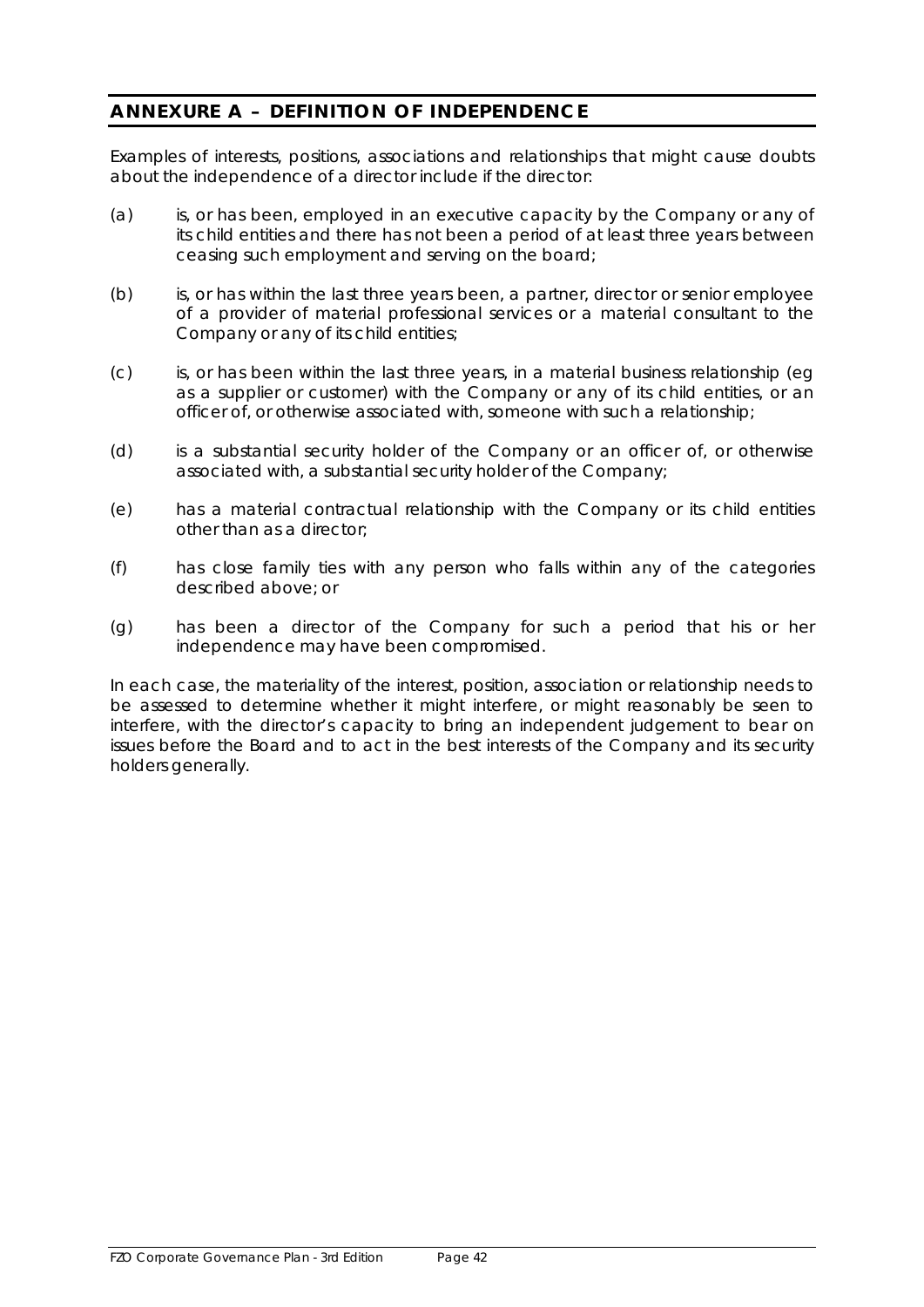## ANNEXURE A – DEFINITION OF INDEPENDENCE

Examples of interests, positions, associations and relationships that might cause doubts about the independence of a director include if the director:

(a) is, or has been, employed in an executive capacity by the Company or any of its child entities and there has not been a period of at least three years between ceasing such employment and serving on the board;

(b) is, or has within the last three years been, a partner, director or senior employee of a provider of material professional services or a material consultant to the Company or any of its child entities;

(c) is, or has been within the last three years, in a material business relationship (eg as a supplier or customer) with the Company or any of its child entities, or an officer of, or otherwise associated with, someone with such a relationship;

(d) is a substantial security holder of the Company or an officer of, or otherwise associated with, a substantial security holder of the Company;

(e) has a material contractual relationship with the Company or its child entities other than as a director;

(f) has close family ties with any person who falls within any of the categories described above; or

(g) has been a director of the Company for such a period that his or her independence may have been compromised.

In each case, the materiality of the interest, position, association or relationship needs to be assessed to determine whether it might interfere, or might reasonably be seen to interfere, with the director's capacity to bring an independent judgement to bear on issues before the Board and to act in the best interests of the Company and its security holders generally.